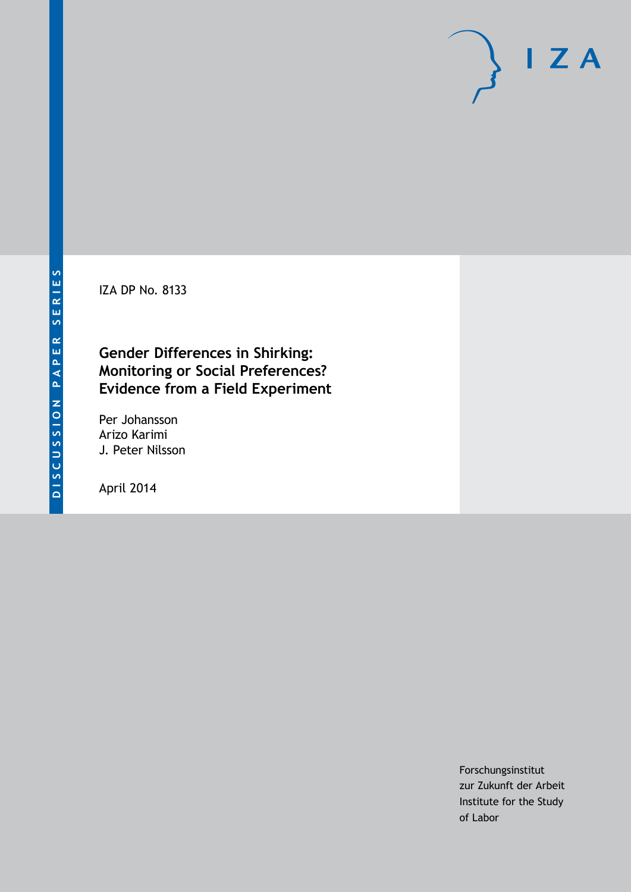DISCUSSION PAPER SERIES

IZA

IZA DP No. 8133

# Gender Differences in Shirking: Monitoring or Social Preferences? Evidence from a Field Experiment

Per Johansson
Arizo Karimi
J. Peter Nilsson

April 2014

Forschungsinstitut
zur Zukunft der Arbeit
Institute for the Study
of Labor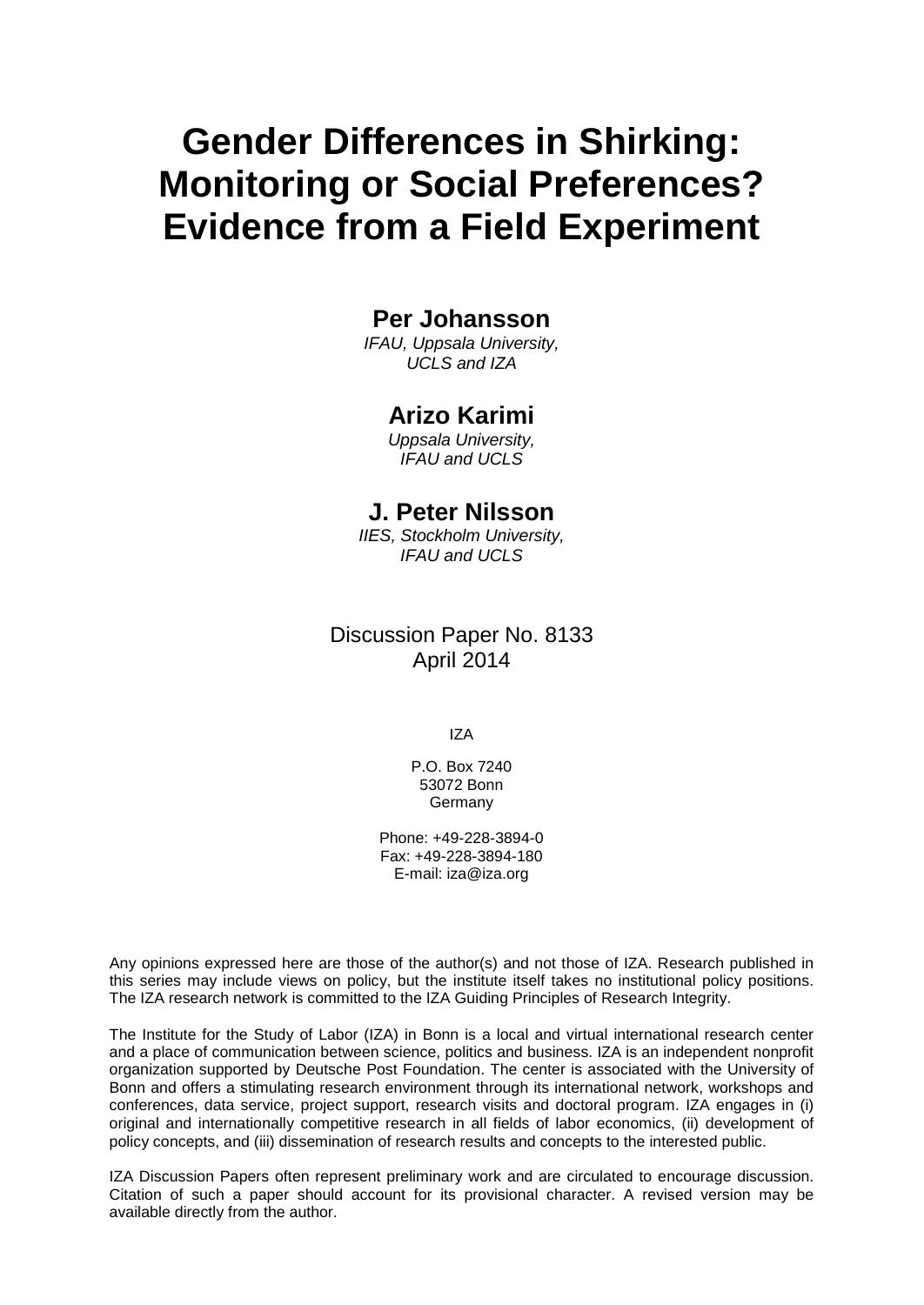# Gender Differences in Shirking: Monitoring or Social Preferences? Evidence from a Field Experiment

**Per Johansson**
*IFAU, Uppsala University, UCLS and IZA*

**Arizo Karimi**
*Uppsala University, IFAU and UCLS*

**J. Peter Nilsson**
*IIES, Stockholm University, IFAU and UCLS*

Discussion Paper No. 8133
April 2014

IZA

P.O. Box 7240
53072 Bonn
Germany

Phone: +49-228-3894-0
Fax: +49-228-3894-180
E-mail: iza@iza.org

Any opinions expressed here are those of the author(s) and not those of IZA. Research published in this series may include views on policy, but the institute itself takes no institutional policy positions. The IZA research network is committed to the IZA Guiding Principles of Research Integrity.

The Institute for the Study of Labor (IZA) in Bonn is a local and virtual international research center and a place of communication between science, politics and business. IZA is an independent nonprofit organization supported by Deutsche Post Foundation. The center is associated with the University of Bonn and offers a stimulating research environment through its international network, workshops and conferences, data service, project support, research visits and doctoral program. IZA engages in (i) original and internationally competitive research in all fields of labor economics, (ii) development of policy concepts, and (iii) dissemination of research results and concepts to the interested public.

IZA Discussion Papers often represent preliminary work and are circulated to encourage discussion. Citation of such a paper should account for its provisional character. A revised version may be available directly from the author.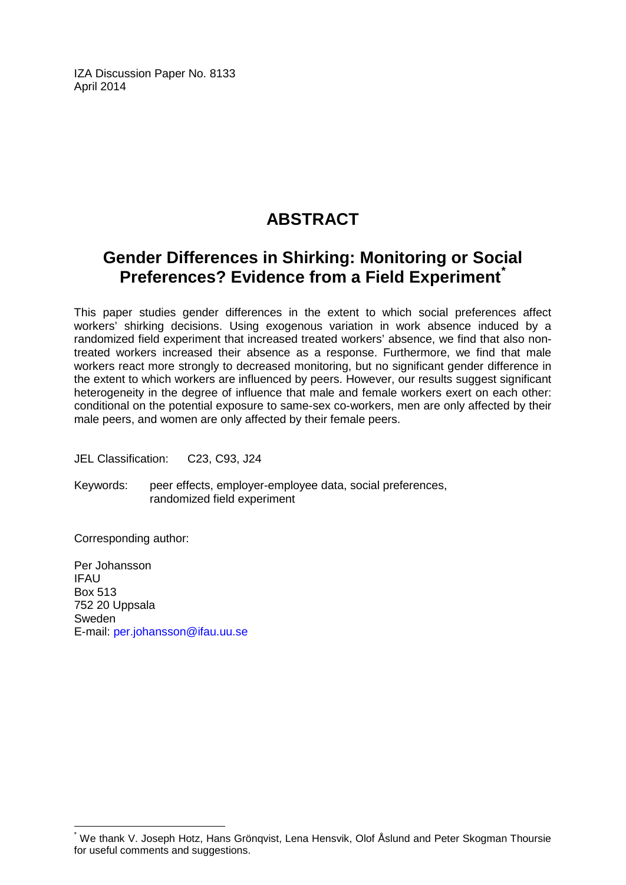IZA Discussion Paper No. 8133
April 2014

# ABSTRACT

## Gender Differences in Shirking: Monitoring or Social Preferences? Evidence from a Field Experiment*

This paper studies gender differences in the extent to which social preferences affect workers' shirking decisions. Using exogenous variation in work absence induced by a randomized field experiment that increased treated workers' absence, we find that also non-treated workers increased their absence as a response. Furthermore, we find that male workers react more strongly to decreased monitoring, but no significant gender difference in the extent to which workers are influenced by peers. However, our results suggest significant heterogeneity in the degree of influence that male and female workers exert on each other: conditional on the potential exposure to same-sex co-workers, men are only affected by their male peers, and women are only affected by their female peers.

JEL Classification: C23, C93, J24

Keywords: peer effects, employer-employee data, social preferences, randomized field experiment

Corresponding author:

Per Johansson
IFAU
Box 513
752 20 Uppsala
Sweden
E-mail: per.johansson@ifau.uu.se

* We thank V. Joseph Hotz, Hans Grönqvist, Lena Hensvik, Olof Åslund and Peter Skogman Thoursie for useful comments and suggestions.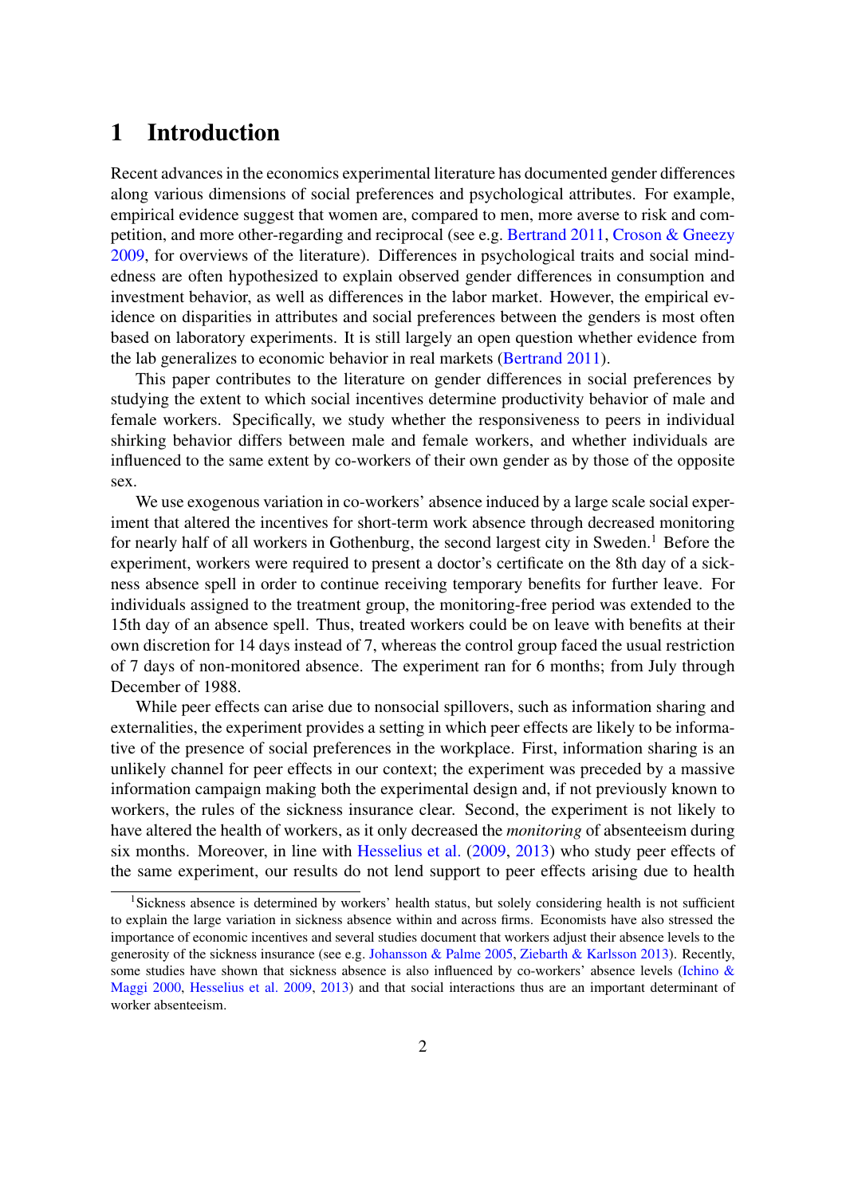# 1 Introduction

Recent advances in the economics experimental literature has documented gender differences along various dimensions of social preferences and psychological attributes. For example, empirical evidence suggest that women are, compared to men, more averse to risk and competition, and more other-regarding and reciprocal (see e.g. Bertrand 2011, Croson & Gneezy 2009, for overviews of the literature). Differences in psychological traits and social mindedness are often hypothesized to explain observed gender differences in consumption and investment behavior, as well as differences in the labor market. However, the empirical evidence on disparities in attributes and social preferences between the genders is most often based on laboratory experiments. It is still largely an open question whether evidence from the lab generalizes to economic behavior in real markets (Bertrand 2011).

This paper contributes to the literature on gender differences in social preferences by studying the extent to which social incentives determine productivity behavior of male and female workers. Specifically, we study whether the responsiveness to peers in individual shirking behavior differs between male and female workers, and whether individuals are influenced to the same extent by co-workers of their own gender as by those of the opposite sex.

We use exogenous variation in co-workers' absence induced by a large scale social experiment that altered the incentives for short-term work absence through decreased monitoring for nearly half of all workers in Gothenburg, the second largest city in Sweden.[1] Before the experiment, workers were required to present a doctor's certificate on the 8th day of a sickness absence spell in order to continue receiving temporary benefits for further leave. For individuals assigned to the treatment group, the monitoring-free period was extended to the 15th day of an absence spell. Thus, treated workers could be on leave with benefits at their own discretion for 14 days instead of 7, whereas the control group faced the usual restriction of 7 days of non-monitored absence. The experiment ran for 6 months; from July through December of 1988.

While peer effects can arise due to nonsocial spillovers, such as information sharing and externalities, the experiment provides a setting in which peer effects are likely to be informative of the presence of social preferences in the workplace. First, information sharing is an unlikely channel for peer effects in our context; the experiment was preceded by a massive information campaign making both the experimental design and, if not previously known to workers, the rules of the sickness insurance clear. Second, the experiment is not likely to have altered the health of workers, as it only decreased the *monitoring* of absenteeism during six months. Moreover, in line with Hesselius et al. (2009, 2013) who study peer effects of the same experiment, our results do not lend support to peer effects arising due to health

[1] Sickness absence is determined by workers' health status, but solely considering health is not sufficient to explain the large variation in sickness absence within and across firms. Economists have also stressed the importance of economic incentives and several studies document that workers adjust their absence levels to the generosity of the sickness insurance (see e.g. Johansson & Palme 2005, Ziebarth & Karlsson 2013). Recently, some studies have shown that sickness absence is also influenced by co-workers' absence levels (Ichino & Maggi 2000, Hesselius et al. 2009, 2013) and that social interactions thus are an important determinant of worker absenteeism.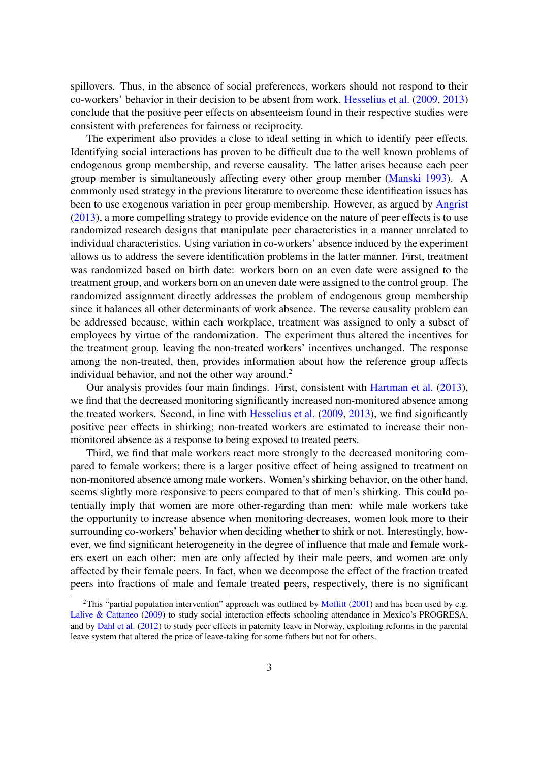spillovers. Thus, in the absence of social preferences, workers should not respond to their co-workers' behavior in their decision to be absent from work. Hesselius et al. (2009, 2013) conclude that the positive peer effects on absenteeism found in their respective studies were consistent with preferences for fairness or reciprocity.

The experiment also provides a close to ideal setting in which to identify peer effects. Identifying social interactions has proven to be difficult due to the well known problems of endogenous group membership, and reverse causality. The latter arises because each peer group member is simultaneously affecting every other group member (Manski 1993). A commonly used strategy in the previous literature to overcome these identification issues has been to use exogenous variation in peer group membership. However, as argued by Angrist (2013), a more compelling strategy to provide evidence on the nature of peer effects is to use randomized research designs that manipulate peer characteristics in a manner unrelated to individual characteristics. Using variation in co-workers' absence induced by the experiment allows us to address the severe identification problems in the latter manner. First, treatment was randomized based on birth date: workers born on an even date were assigned to the treatment group, and workers born on an uneven date were assigned to the control group. The randomized assignment directly addresses the problem of endogenous group membership since it balances all other determinants of work absence. The reverse causality problem can be addressed because, within each workplace, treatment was assigned to only a subset of employees by virtue of the randomization. The experiment thus altered the incentives for the treatment group, leaving the non-treated workers' incentives unchanged. The response among the non-treated, then, provides information about how the reference group affects individual behavior, and not the other way around.[2]

Our analysis provides four main findings. First, consistent with Hartman et al. (2013), we find that the decreased monitoring significantly increased non-monitored absence among the treated workers. Second, in line with Hesselius et al. (2009, 2013), we find significantly positive peer effects in shirking; non-treated workers are estimated to increase their non-monitored absence as a response to being exposed to treated peers.

Third, we find that male workers react more strongly to the decreased monitoring compared to female workers; there is a larger positive effect of being assigned to treatment on non-monitored absence among male workers. Women's shirking behavior, on the other hand, seems slightly more responsive to peers compared to that of men's shirking. This could potentially imply that women are more other-regarding than men: while male workers take the opportunity to increase absence when monitoring decreases, women look more to their surrounding co-workers' behavior when deciding whether to shirk or not. Interestingly, however, we find significant heterogeneity in the degree of influence that male and female workers exert on each other: men are only affected by their male peers, and women are only affected by their female peers. In fact, when we decompose the effect of the fraction treated peers into fractions of male and female treated peers, respectively, there is no significant

[2] This "partial population intervention" approach was outlined by Moffitt (2001) and has been used by e.g. Lalive & Cattaneo (2009) to study social interaction effects schooling attendance in Mexico's PROGRESA, and by Dahl et al. (2012) to study peer effects in paternity leave in Norway, exploiting reforms in the parental leave system that altered the price of leave-taking for some fathers but not for others.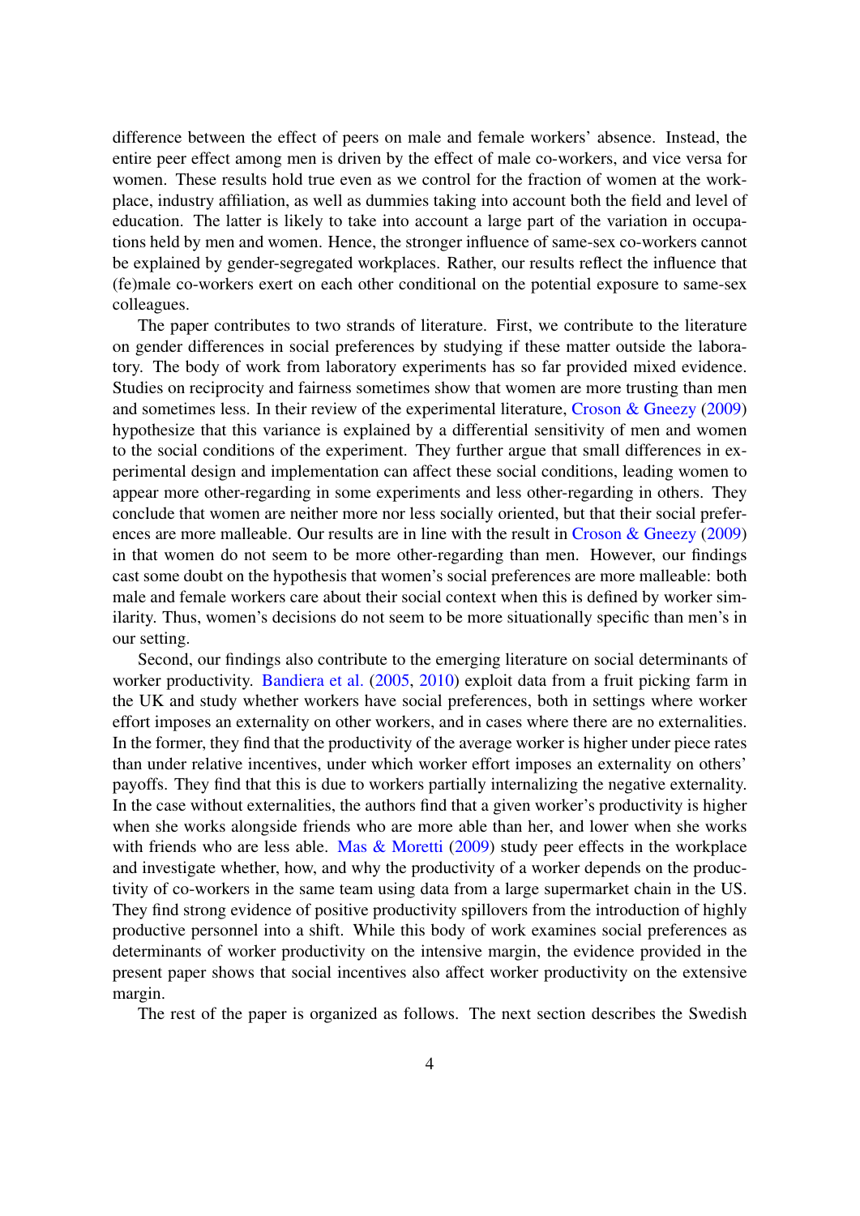difference between the effect of peers on male and female workers' absence. Instead, the entire peer effect among men is driven by the effect of male co-workers, and vice versa for women. These results hold true even as we control for the fraction of women at the workplace, industry affiliation, as well as dummies taking into account both the field and level of education. The latter is likely to take into account a large part of the variation in occupations held by men and women. Hence, the stronger influence of same-sex co-workers cannot be explained by gender-segregated workplaces. Rather, our results reflect the influence that (fe)male co-workers exert on each other conditional on the potential exposure to same-sex colleagues.

The paper contributes to two strands of literature. First, we contribute to the literature on gender differences in social preferences by studying if these matter outside the laboratory. The body of work from laboratory experiments has so far provided mixed evidence. Studies on reciprocity and fairness sometimes show that women are more trusting than men and sometimes less. In their review of the experimental literature, Croson & Gneezy (2009) hypothesize that this variance is explained by a differential sensitivity of men and women to the social conditions of the experiment. They further argue that small differences in experimental design and implementation can affect these social conditions, leading women to appear more other-regarding in some experiments and less other-regarding in others. They conclude that women are neither more nor less socially oriented, but that their social preferences are more malleable. Our results are in line with the result in Croson & Gneezy (2009) in that women do not seem to be more other-regarding than men. However, our findings cast some doubt on the hypothesis that women's social preferences are more malleable: both male and female workers care about their social context when this is defined by worker similarity. Thus, women's decisions do not seem to be more situationally specific than men's in our setting.

Second, our findings also contribute to the emerging literature on social determinants of worker productivity. Bandiera et al. (2005, 2010) exploit data from a fruit picking farm in the UK and study whether workers have social preferences, both in settings where worker effort imposes an externality on other workers, and in cases where there are no externalities. In the former, they find that the productivity of the average worker is higher under piece rates than under relative incentives, under which worker effort imposes an externality on others' payoffs. They find that this is due to workers partially internalizing the negative externality. In the case without externalities, the authors find that a given worker's productivity is higher when she works alongside friends who are more able than her, and lower when she works with friends who are less able. Mas & Moretti (2009) study peer effects in the workplace and investigate whether, how, and why the productivity of a worker depends on the productivity of co-workers in the same team using data from a large supermarket chain in the US. They find strong evidence of positive productivity spillovers from the introduction of highly productive personnel into a shift. While this body of work examines social preferences as determinants of worker productivity on the intensive margin, the evidence provided in the present paper shows that social incentives also affect worker productivity on the extensive margin.

The rest of the paper is organized as follows. The next section describes the Swedish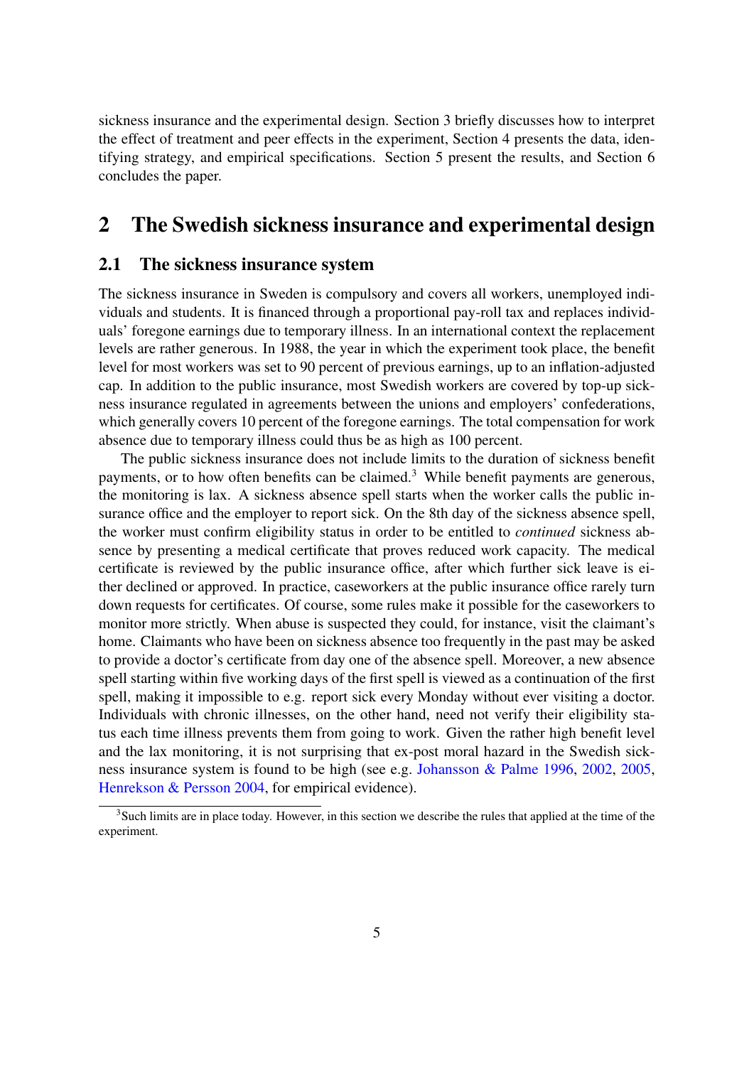sickness insurance and the experimental design. Section 3 briefly discusses how to interpret the effect of treatment and peer effects in the experiment, Section 4 presents the data, identifying strategy, and empirical specifications. Section 5 present the results, and Section 6 concludes the paper.

# 2 The Swedish sickness insurance and experimental design

## 2.1 The sickness insurance system

The sickness insurance in Sweden is compulsory and covers all workers, unemployed individuals and students. It is financed through a proportional pay-roll tax and replaces individuals' foregone earnings due to temporary illness. In an international context the replacement levels are rather generous. In 1988, the year in which the experiment took place, the benefit level for most workers was set to 90 percent of previous earnings, up to an inflation-adjusted cap. In addition to the public insurance, most Swedish workers are covered by top-up sickness insurance regulated in agreements between the unions and employers' confederations, which generally covers 10 percent of the foregone earnings. The total compensation for work absence due to temporary illness could thus be as high as 100 percent.

The public sickness insurance does not include limits to the duration of sickness benefit payments, or to how often benefits can be claimed.[3] While benefit payments are generous, the monitoring is lax. A sickness absence spell starts when the worker calls the public insurance office and the employer to report sick. On the 8th day of the sickness absence spell, the worker must confirm eligibility status in order to be entitled to *continued* sickness absence by presenting a medical certificate that proves reduced work capacity. The medical certificate is reviewed by the public insurance office, after which further sick leave is either declined or approved. In practice, caseworkers at the public insurance office rarely turn down requests for certificates. Of course, some rules make it possible for the caseworkers to monitor more strictly. When abuse is suspected they could, for instance, visit the claimant's home. Claimants who have been on sickness absence too frequently in the past may be asked to provide a doctor's certificate from day one of the absence spell. Moreover, a new absence spell starting within five working days of the first spell is viewed as a continuation of the first spell, making it impossible to e.g. report sick every Monday without ever visiting a doctor. Individuals with chronic illnesses, on the other hand, need not verify their eligibility status each time illness prevents them from going to work. Given the rather high benefit level and the lax monitoring, it is not surprising that ex-post moral hazard in the Swedish sickness insurance system is found to be high (see e.g. Johansson & Palme 1996, 2002, 2005, Henrekson & Persson 2004, for empirical evidence).

[3] Such limits are in place today. However, in this section we describe the rules that applied at the time of the experiment.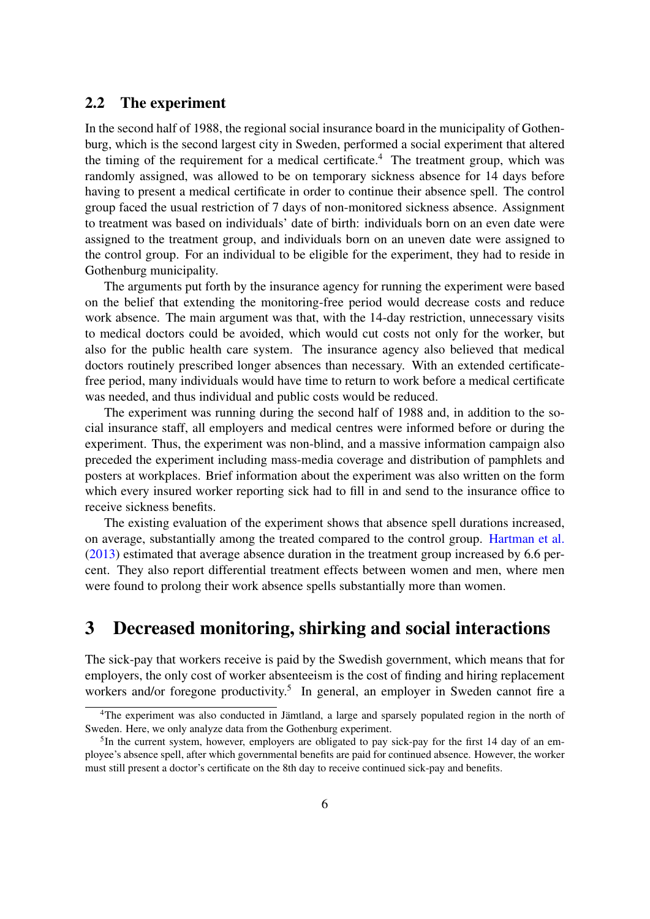## 2.2 The experiment

In the second half of 1988, the regional social insurance board in the municipality of Gothenburg, which is the second largest city in Sweden, performed a social experiment that altered the timing of the requirement for a medical certificate.[4] The treatment group, which was randomly assigned, was allowed to be on temporary sickness absence for 14 days before having to present a medical certificate in order to continue their absence spell. The control group faced the usual restriction of 7 days of non-monitored sickness absence. Assignment to treatment was based on individuals' date of birth: individuals born on an even date were assigned to the treatment group, and individuals born on an uneven date were assigned to the control group. For an individual to be eligible for the experiment, they had to reside in Gothenburg municipality.

The arguments put forth by the insurance agency for running the experiment were based on the belief that extending the monitoring-free period would decrease costs and reduce work absence. The main argument was that, with the 14-day restriction, unnecessary visits to medical doctors could be avoided, which would cut costs not only for the worker, but also for the public health care system. The insurance agency also believed that medical doctors routinely prescribed longer absences than necessary. With an extended certificate-free period, many individuals would have time to return to work before a medical certificate was needed, and thus individual and public costs would be reduced.

The experiment was running during the second half of 1988 and, in addition to the social insurance staff, all employers and medical centres were informed before or during the experiment. Thus, the experiment was non-blind, and a massive information campaign also preceded the experiment including mass-media coverage and distribution of pamphlets and posters at workplaces. Brief information about the experiment was also written on the form which every insured worker reporting sick had to fill in and send to the insurance office to receive sickness benefits.

The existing evaluation of the experiment shows that absence spell durations increased, on average, substantially among the treated compared to the control group. Hartman et al. (2013) estimated that average absence duration in the treatment group increased by 6.6 percent. They also report differential treatment effects between women and men, where men were found to prolong their work absence spells substantially more than women.

# 3 Decreased monitoring, shirking and social interactions

The sick-pay that workers receive is paid by the Swedish government, which means that for employers, the only cost of worker absenteeism is the cost of finding and hiring replacement workers and/or foregone productivity.[5] In general, an employer in Sweden cannot fire a

[4] The experiment was also conducted in Jämtland, a large and sparsely populated region in the north of Sweden. Here, we only analyze data from the Gothenburg experiment.

[5] In the current system, however, employers are obligated to pay sick-pay for the first 14 day of an employee's absence spell, after which governmental benefits are paid for continued absence. However, the worker must still present a doctor's certificate on the 8th day to receive continued sick-pay and benefits.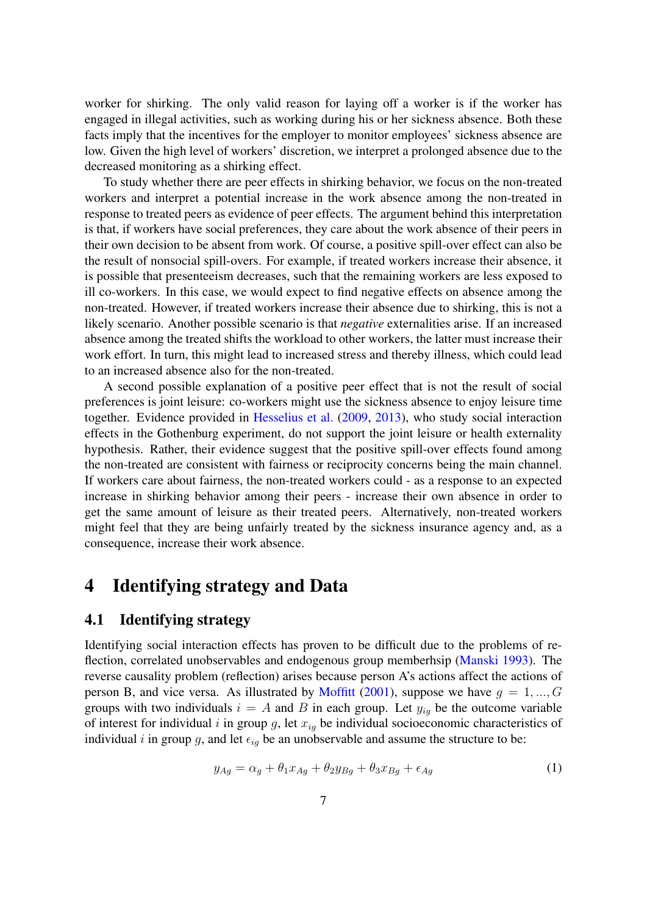worker for shirking. The only valid reason for laying off a worker is if the worker has engaged in illegal activities, such as working during his or her sickness absence. Both these facts imply that the incentives for the employer to monitor employees' sickness absence are low. Given the high level of workers' discretion, we interpret a prolonged absence due to the decreased monitoring as a shirking effect.

To study whether there are peer effects in shirking behavior, we focus on the non-treated workers and interpret a potential increase in the work absence among the non-treated in response to treated peers as evidence of peer effects. The argument behind this interpretation is that, if workers have social preferences, they care about the work absence of their peers in their own decision to be absent from work. Of course, a positive spill-over effect can also be the result of nonsocial spill-overs. For example, if treated workers increase their absence, it is possible that presenteeism decreases, such that the remaining workers are less exposed to ill co-workers. In this case, we would expect to find negative effects on absence among the non-treated. However, if treated workers increase their absence due to shirking, this is not a likely scenario. Another possible scenario is that *negative* externalities arise. If an increased absence among the treated shifts the workload to other workers, the latter must increase their work effort. In turn, this might lead to increased stress and thereby illness, which could lead to an increased absence also for the non-treated.

A second possible explanation of a positive peer effect that is not the result of social preferences is joint leisure: co-workers might use the sickness absence to enjoy leisure time together. Evidence provided in Hesselius et al. (2009, 2013), who study social interaction effects in the Gothenburg experiment, do not support the joint leisure or health externality hypothesis. Rather, their evidence suggest that the positive spill-over effects found among the non-treated are consistent with fairness or reciprocity concerns being the main channel. If workers care about fairness, the non-treated workers could - as a response to an expected increase in shirking behavior among their peers - increase their own absence in order to get the same amount of leisure as their treated peers. Alternatively, non-treated workers might feel that they are being unfairly treated by the sickness insurance agency and, as a consequence, increase their work absence.

# 4 Identifying strategy and Data

## 4.1 Identifying strategy

Identifying social interaction effects has proven to be difficult due to the problems of reflection, correlated unobservables and endogenous group memberhsip (Manski 1993). The reverse causality problem (reflection) arises because person A's actions affect the actions of person B, and vice versa. As illustrated by Moffitt (2001), suppose we have $g = 1, ..., G$ groups with two individuals $i = A$ and $B$ in each group. Let $y_{ig}$ be the outcome variable of interest for individual $i$ in group $g$, let $x_{ig}$ be individual socioeconomic characteristics of individual $i$ in group $g$, and let $\epsilon_{ig}$ be an unobservable and assume the structure to be:

$$y_{Ag} = \alpha_g + \theta_1 x_{Ag} + \theta_2 y_{Bg} + \theta_3 x_{Bg} + \epsilon_{Ag} \tag{1}$$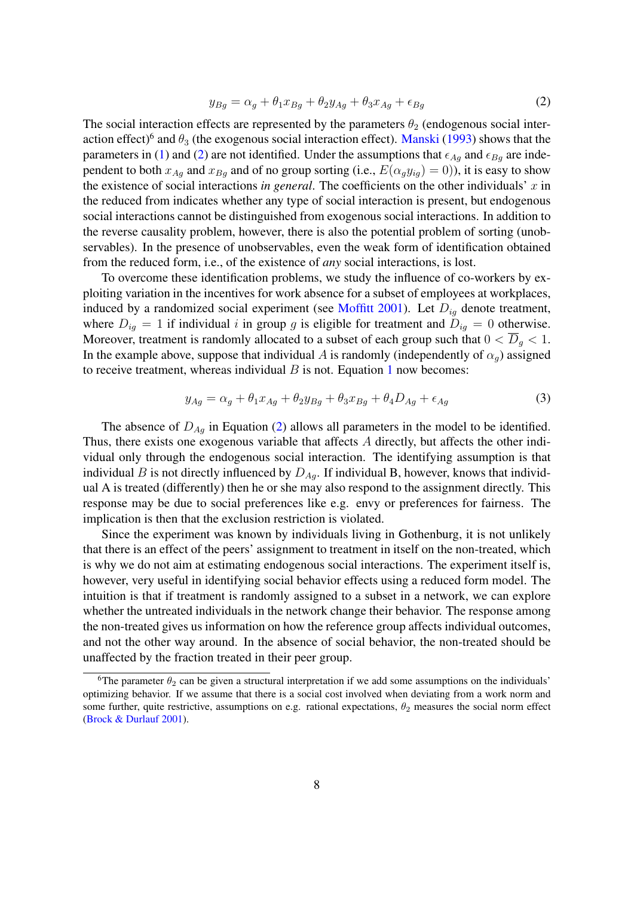$$y_{Bg} = \alpha_g + \theta_1 x_{Bg} + \theta_2 y_{Ag} + \theta_3 x_{Ag} + \epsilon_{Bg} \tag{2}$$

The social interaction effects are represented by the parameters $\theta_2$ (endogenous social interaction effect)[6] and $\theta_3$ (the exogenous social interaction effect). Manski (1993) shows that the parameters in (1) and (2) are not identified. Under the assumptions that $\epsilon_{Ag}$ and $\epsilon_{Bg}$ are independent to both $x_{Ag}$ and $x_{Bg}$ and of no group sorting (i.e., $E(\alpha_g y_{ig}) = 0$)), it is easy to show the existence of social interactions *in general*. The coefficients on the other individuals' $x$ in the reduced from indicates whether any type of social interaction is present, but endogenous social interactions cannot be distinguished from exogenous social interactions. In addition to the reverse causality problem, however, there is also the potential problem of sorting (unobservables). In the presence of unobservables, even the weak form of identification obtained from the reduced form, i.e., of the existence of *any* social interactions, is lost.

To overcome these identification problems, we study the influence of co-workers by exploiting variation in the incentives for work absence for a subset of employees at workplaces, induced by a randomized social experiment (see Moffitt 2001). Let $D_{ig}$ denote treatment, where $D_{ig} = 1$ if individual $i$ in group $g$ is eligible for treatment and $D_{ig} = 0$ otherwise. Moreover, treatment is randomly allocated to a subset of each group such that $0 < \overline{D}_g < 1$. In the example above, suppose that individual $A$ is randomly (independently of $\alpha_g$) assigned to receive treatment, whereas individual $B$ is not. Equation 1 now becomes:

$$y_{Ag} = \alpha_g + \theta_1 x_{Ag} + \theta_2 y_{Bg} + \theta_3 x_{Bg} + \theta_4 D_{Ag} + \epsilon_{Ag} \tag{3}$$

The absence of $D_{Ag}$ in Equation (2) allows all parameters in the model to be identified. Thus, there exists one exogenous variable that affects $A$ directly, but affects the other individual only through the endogenous social interaction. The identifying assumption is that individual $B$ is not directly influenced by $D_{Ag}$. If individual B, however, knows that individual A is treated (differently) then he or she may also respond to the assignment directly. This response may be due to social preferences like e.g. envy or preferences for fairness. The implication is then that the exclusion restriction is violated.

Since the experiment was known by individuals living in Gothenburg, it is not unlikely that there is an effect of the peers' assignment to treatment in itself on the non-treated, which is why we do not aim at estimating endogenous social interactions. The experiment itself is, however, very useful in identifying social behavior effects using a reduced form model. The intuition is that if treatment is randomly assigned to a subset in a network, we can explore whether the untreated individuals in the network change their behavior. The response among the non-treated gives us information on how the reference group affects individual outcomes, and not the other way around. In the absence of social behavior, the non-treated should be unaffected by the fraction treated in their peer group.

[6] The parameter $\theta_2$ can be given a structural interpretation if we add some assumptions on the individuals' optimizing behavior. If we assume that there is a social cost involved when deviating from a work norm and some further, quite restrictive, assumptions on e.g. rational expectations, $\theta_2$ measures the social norm effect (Brock & Durlauf 2001).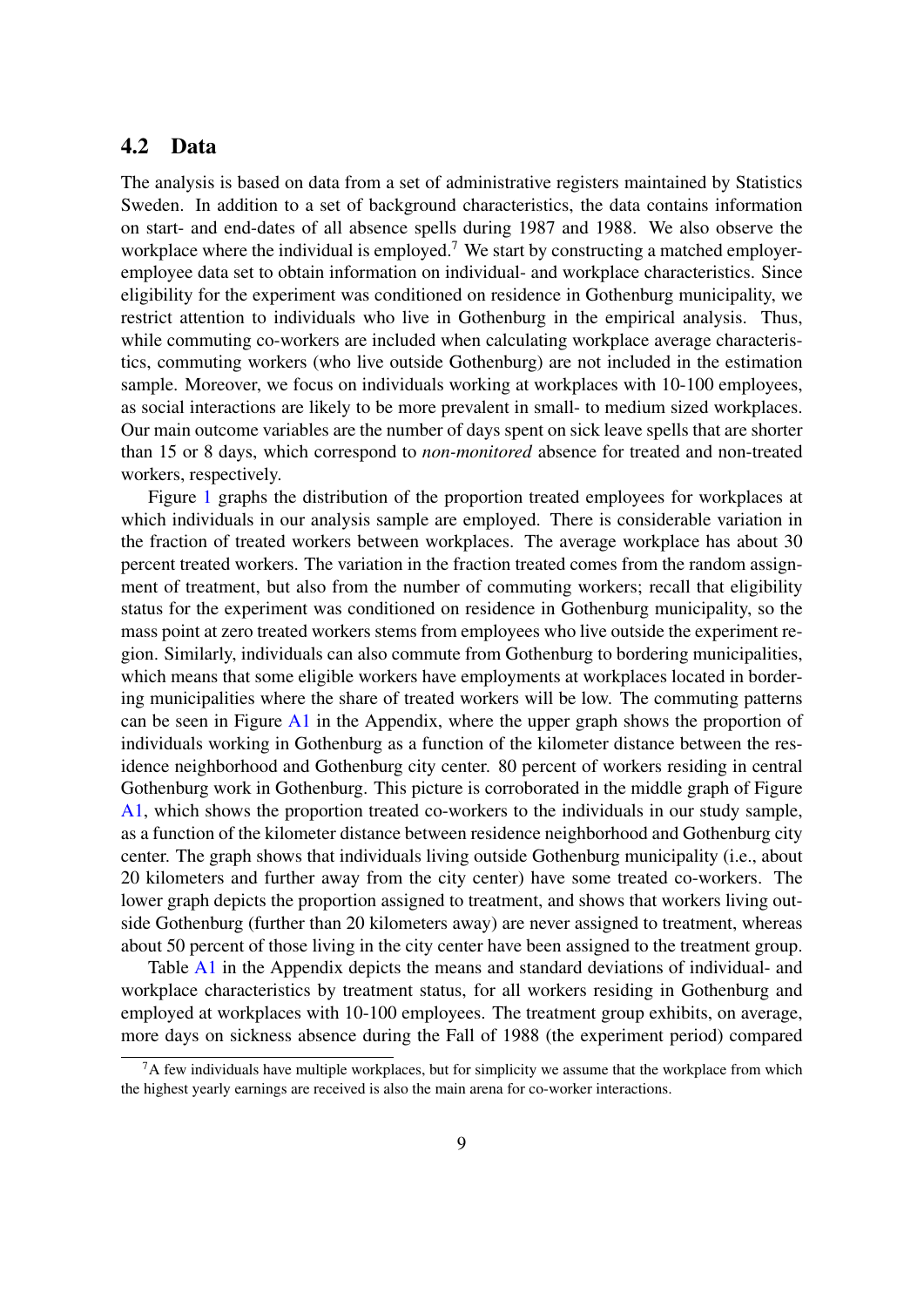## 4.2 Data

The analysis is based on data from a set of administrative registers maintained by Statistics Sweden. In addition to a set of background characteristics, the data contains information on start- and end-dates of all absence spells during 1987 and 1988. We also observe the workplace where the individual is employed.[7] We start by constructing a matched employer-employee data set to obtain information on individual- and workplace characteristics. Since eligibility for the experiment was conditioned on residence in Gothenburg municipality, we restrict attention to individuals who live in Gothenburg in the empirical analysis. Thus, while commuting co-workers are included when calculating workplace average characteristics, commuting workers (who live outside Gothenburg) are not included in the estimation sample. Moreover, we focus on individuals working at workplaces with 10-100 employees, as social interactions are likely to be more prevalent in small- to medium sized workplaces. Our main outcome variables are the number of days spent on sick leave spells that are shorter than 15 or 8 days, which correspond to *non-monitored* absence for treated and non-treated workers, respectively.

Figure 1 graphs the distribution of the proportion treated employees for workplaces at which individuals in our analysis sample are employed. There is considerable variation in the fraction of treated workers between workplaces. The average workplace has about 30 percent treated workers. The variation in the fraction treated comes from the random assignment of treatment, but also from the number of commuting workers; recall that eligibility status for the experiment was conditioned on residence in Gothenburg municipality, so the mass point at zero treated workers stems from employees who live outside the experiment region. Similarly, individuals can also commute from Gothenburg to bordering municipalities, which means that some eligible workers have employments at workplaces located in bordering municipalities where the share of treated workers will be low. The commuting patterns can be seen in Figure A1 in the Appendix, where the upper graph shows the proportion of individuals working in Gothenburg as a function of the kilometer distance between the residence neighborhood and Gothenburg city center. 80 percent of workers residing in central Gothenburg work in Gothenburg. This picture is corroborated in the middle graph of Figure A1, which shows the proportion treated co-workers to the individuals in our study sample, as a function of the kilometer distance between residence neighborhood and Gothenburg city center. The graph shows that individuals living outside Gothenburg municipality (i.e., about 20 kilometers and further away from the city center) have some treated co-workers. The lower graph depicts the proportion assigned to treatment, and shows that workers living outside Gothenburg (further than 20 kilometers away) are never assigned to treatment, whereas about 50 percent of those living in the city center have been assigned to the treatment group.

Table A1 in the Appendix depicts the means and standard deviations of individual- and workplace characteristics by treatment status, for all workers residing in Gothenburg and employed at workplaces with 10-100 employees. The treatment group exhibits, on average, more days on sickness absence during the Fall of 1988 (the experiment period) compared

[7] A few individuals have multiple workplaces, but for simplicity we assume that the workplace from which the highest yearly earnings are received is also the main arena for co-worker interactions.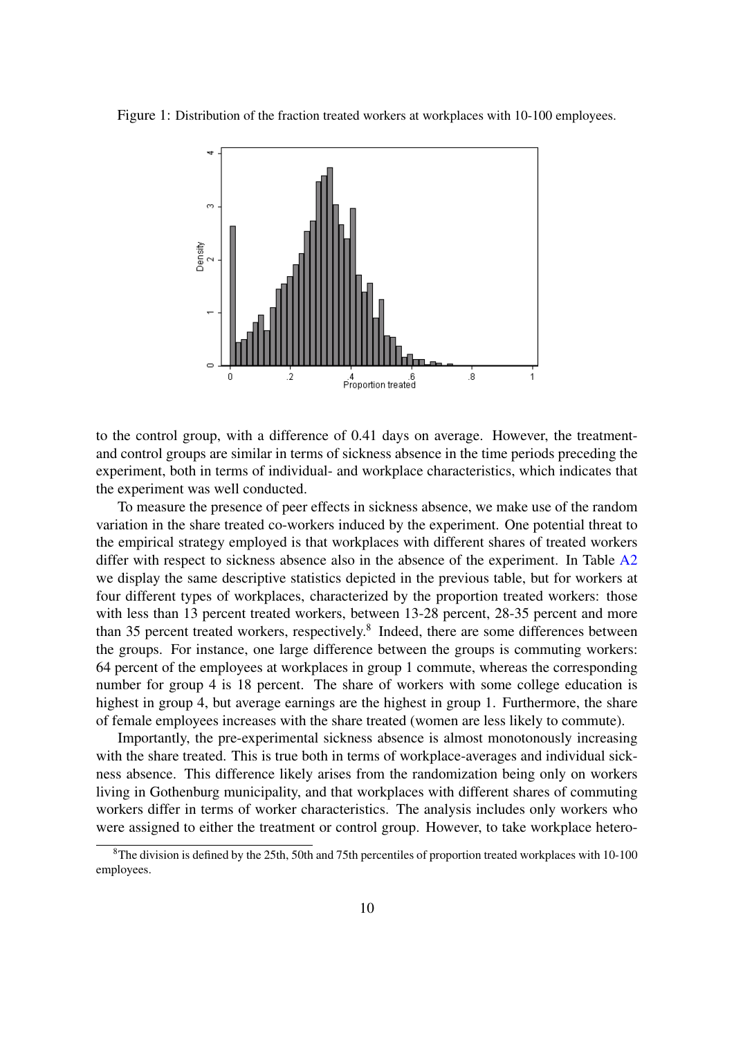Figure 1: Distribution of the fraction treated workers at workplaces with 10-100 employees.

to the control group, with a difference of 0.41 days on average. However, the treatment- and control groups are similar in terms of sickness absence in the time periods preceding the experiment, both in terms of individual- and workplace characteristics, which indicates that the experiment was well conducted.

To measure the presence of peer effects in sickness absence, we make use of the random variation in the share treated co-workers induced by the experiment. One potential threat to the empirical strategy employed is that workplaces with different shares of treated workers differ with respect to sickness absence also in the absence of the experiment. In Table A2 we display the same descriptive statistics depicted in the previous table, but for workers at four different types of workplaces, characterized by the proportion treated workers: those with less than 13 percent treated workers, between 13-28 percent, 28-35 percent and more than 35 percent treated workers, respectively.[8] Indeed, there are some differences between the groups. For instance, one large difference between the groups is commuting workers: 64 percent of the employees at workplaces in group 1 commute, whereas the corresponding number for group 4 is 18 percent. The share of workers with some college education is highest in group 4, but average earnings are the highest in group 1. Furthermore, the share of female employees increases with the share treated (women are less likely to commute).

Importantly, the pre-experimental sickness absence is almost monotonously increasing with the share treated. This is true both in terms of workplace-averages and individual sickness absence. This difference likely arises from the randomization being only on workers living in Gothenburg municipality, and that workplaces with different shares of commuting workers differ in terms of worker characteristics. The analysis includes only workers who were assigned to either the treatment or control group. However, to take workplace hetero-

[8] The division is defined by the 25th, 50th and 75th percentiles of proportion treated workplaces with 10-100 employees.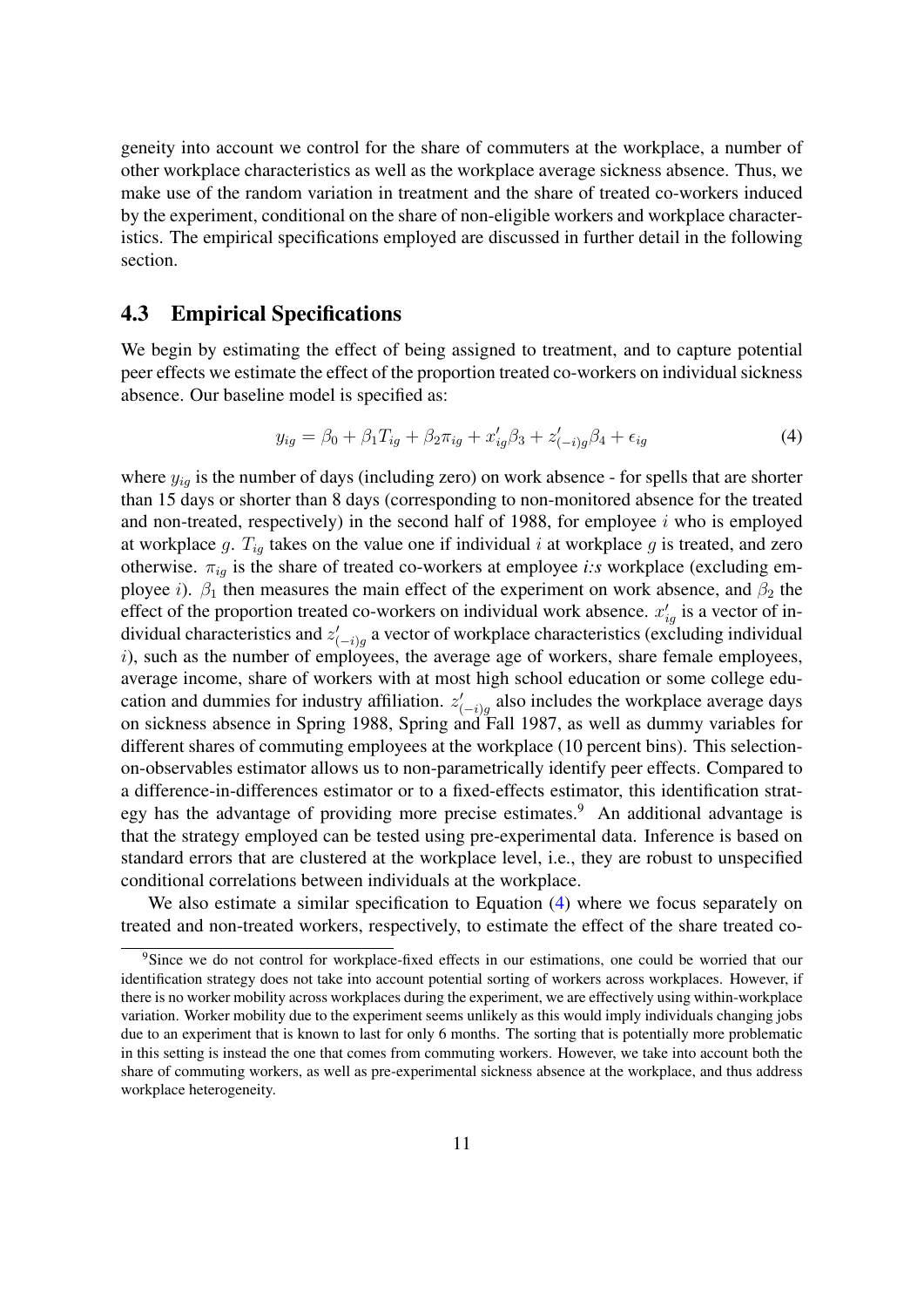geneity into account we control for the share of commuters at the workplace, a number of other workplace characteristics as well as the workplace average sickness absence. Thus, we make use of the random variation in treatment and the share of treated co-workers induced by the experiment, conditional on the share of non-eligible workers and workplace characteristics. The empirical specifications employed are discussed in further detail in the following section.

## 4.3 Empirical Specifications

We begin by estimating the effect of being assigned to treatment, and to capture potential peer effects we estimate the effect of the proportion treated co-workers on individual sickness absence. Our baseline model is specified as:

$$y_{ig} = \beta_0 + \beta_1 T_{ig} + \beta_2 \pi_{ig} + x'_{ig}\beta_3 + z'_{(-i)g}\beta_4 + \epsilon_{ig} \tag{4}$$

where $y_{ig}$ is the number of days (including zero) on work absence - for spells that are shorter than 15 days or shorter than 8 days (corresponding to non-monitored absence for the treated and non-treated, respectively) in the second half of 1988, for employee $i$ who is employed at workplace $g$. $T_{ig}$ takes on the value one if individual $i$ at workplace $g$ is treated, and zero otherwise. $\pi_{ig}$ is the share of treated co-workers at employee *i:s* workplace (excluding employee $i$). $\beta_1$ then measures the main effect of the experiment on work absence, and $\beta_2$ the effect of the proportion treated co-workers on individual work absence. $x'_{ig}$ is a vector of individual characteristics and $z'_{(-i)g}$ a vector of workplace characteristics (excluding individual $i$), such as the number of employees, the average age of workers, share female employees, average income, share of workers with at most high school education or some college education and dummies for industry affiliation. $z'_{(-i)g}$ also includes the workplace average days on sickness absence in Spring 1988, Spring and Fall 1987, as well as dummy variables for different shares of commuting employees at the workplace (10 percent bins). This selection-on-observables estimator allows us to non-parametrically identify peer effects. Compared to a difference-in-differences estimator or to a fixed-effects estimator, this identification strategy has the advantage of providing more precise estimates.[9] An additional advantage is that the strategy employed can be tested using pre-experimental data. Inference is based on standard errors that are clustered at the workplace level, i.e., they are robust to unspecified conditional correlations between individuals at the workplace.

We also estimate a similar specification to Equation (4) where we focus separately on treated and non-treated workers, respectively, to estimate the effect of the share treated co-

[9] Since we do not control for workplace-fixed effects in our estimations, one could be worried that our identification strategy does not take into account potential sorting of workers across workplaces. However, if there is no worker mobility across workplaces during the experiment, we are effectively using within-workplace variation. Worker mobility due to the experiment seems unlikely as this would imply individuals changing jobs due to an experiment that is known to last for only 6 months. The sorting that is potentially more problematic in this setting is instead the one that comes from commuting workers. However, we take into account both the share of commuting workers, as well as pre-experimental sickness absence at the workplace, and thus address workplace heterogeneity.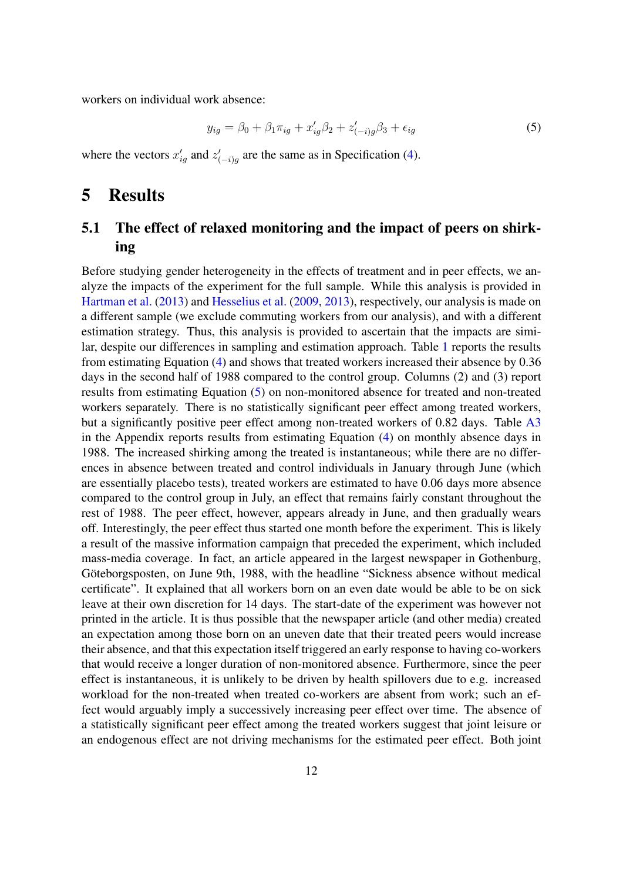workers on individual work absence:

$$y_{ig} = \beta_0 + \beta_1 \pi_{ig} + x'_{ig}\beta_2 + z'_{(-i)g}\beta_3 + \epsilon_{ig} \tag{5}$$

where the vectors $x'_{ig}$ and $z'_{(-i)g}$ are the same as in Specification (4).

# 5 Results

## 5.1 The effect of relaxed monitoring and the impact of peers on shirking

Before studying gender heterogeneity in the effects of treatment and in peer effects, we analyze the impacts of the experiment for the full sample. While this analysis is provided in Hartman et al. (2013) and Hesselius et al. (2009, 2013), respectively, our analysis is made on a different sample (we exclude commuting workers from our analysis), and with a different estimation strategy. Thus, this analysis is provided to ascertain that the impacts are similar, despite our differences in sampling and estimation approach. Table 1 reports the results from estimating Equation (4) and shows that treated workers increased their absence by 0.36 days in the second half of 1988 compared to the control group. Columns (2) and (3) report results from estimating Equation (5) on non-monitored absence for treated and non-treated workers separately. There is no statistically significant peer effect among treated workers, but a significantly positive peer effect among non-treated workers of 0.82 days. Table A3 in the Appendix reports results from estimating Equation (4) on monthly absence days in 1988. The increased shirking among the treated is instantaneous; while there are no differences in absence between treated and control individuals in January through June (which are essentially placebo tests), treated workers are estimated to have 0.06 days more absence compared to the control group in July, an effect that remains fairly constant throughout the rest of 1988. The peer effect, however, appears already in June, and then gradually wears off. Interestingly, the peer effect thus started one month before the experiment. This is likely a result of the massive information campaign that preceded the experiment, which included mass-media coverage. In fact, an article appeared in the largest newspaper in Gothenburg, Göteborgsposten, on June 9th, 1988, with the headline "Sickness absence without medical certificate". It explained that all workers born on an even date would be able to be on sick leave at their own discretion for 14 days. The start-date of the experiment was however not printed in the article. It is thus possible that the newspaper article (and other media) created an expectation among those born on an uneven date that their treated peers would increase their absence, and that this expectation itself triggered an early response to having co-workers that would receive a longer duration of non-monitored absence. Furthermore, since the peer effect is instantaneous, it is unlikely to be driven by health spillovers due to e.g. increased workload for the non-treated when treated co-workers are absent from work; such an effect would arguably imply a successively increasing peer effect over time. The absence of a statistically significant peer effect among the treated workers suggest that joint leisure or an endogenous effect are not driving mechanisms for the estimated peer effect. Both joint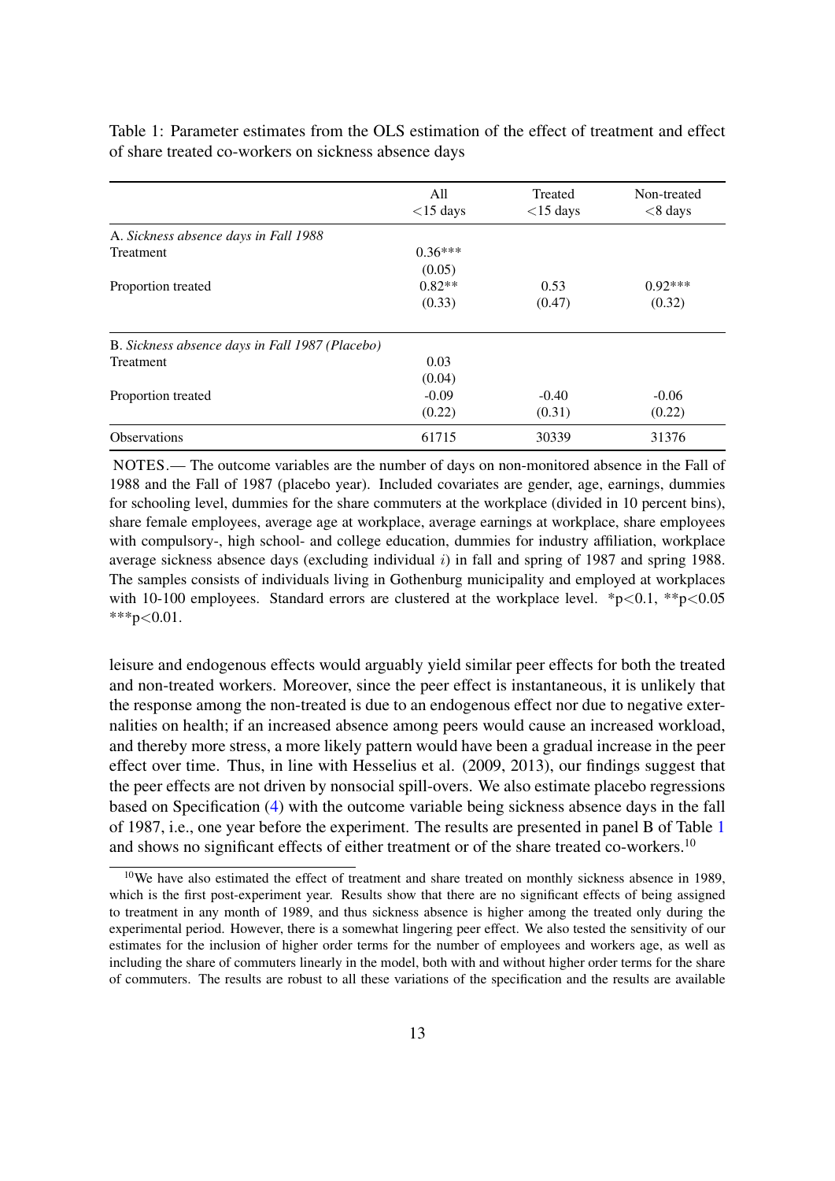Table 1: Parameter estimates from the OLS estimation of the effect of treatment and effect of share treated co-workers on sickness absence days

| | All <15 days | Treated <15 days | Non-treated <8 days |
|---|---|---|---|
| A. *Sickness absence days in Fall 1988* | | | |
| Treatment | 0.36*** | | |
| | (0.05) | | |
| Proportion treated | 0.82** | 0.53 | 0.92*** |
| | (0.33) | (0.47) | (0.32) |
| B. *Sickness absence days in Fall 1987 (Placebo)* | | | |
| Treatment | 0.03 | | |
| | (0.04) | | |
| Proportion treated | -0.09 | -0.40 | -0.06 |
| | (0.22) | (0.31) | (0.22) |
| Observations | 61715 | 30339 | 31376 |

NOTES.— The outcome variables are the number of days on non-monitored absence in the Fall of 1988 and the Fall of 1987 (placebo year). Included covariates are gender, age, earnings, dummies for schooling level, dummies for the share commuters at the workplace (divided in 10 percent bins), share female employees, average age at workplace, average earnings at workplace, share employees with compulsory-, high school- and college education, dummies for industry affiliation, workplace average sickness absence days (excluding individual $i$) in fall and spring of 1987 and spring 1988. The samples consists of individuals living in Gothenburg municipality and employed at workplaces with 10-100 employees. Standard errors are clustered at the workplace level. *p<0.1, **p<0.05 ***p<0.01.

leisure and endogenous effects would arguably yield similar peer effects for both the treated and non-treated workers. Moreover, since the peer effect is instantaneous, it is unlikely that the response among the non-treated is due to an endogenous effect nor due to negative externalities on health; if an increased absence among peers would cause an increased workload, and thereby more stress, a more likely pattern would have been a gradual increase in the peer effect over time. Thus, in line with Hesselius et al. (2009, 2013), our findings suggest that the peer effects are not driven by nonsocial spill-overs. We also estimate placebo regressions based on Specification (4) with the outcome variable being sickness absence days in the fall of 1987, i.e., one year before the experiment. The results are presented in panel B of Table 1 and shows no significant effects of either treatment or of the share treated co-workers.[10]

[10]We have also estimated the effect of treatment and share treated on monthly sickness absence in 1989, which is the first post-experiment year. Results show that there are no significant effects of being assigned to treatment in any month of 1989, and thus sickness absence is higher among the treated only during the experimental period. However, there is a somewhat lingering peer effect. We also tested the sensitivity of our estimates for the inclusion of higher order terms for the number of employees and workers age, as well as including the share of commuters linearly in the model, both with and without higher order terms for the share of commuters. The results are robust to all these variations of the specification and the results are available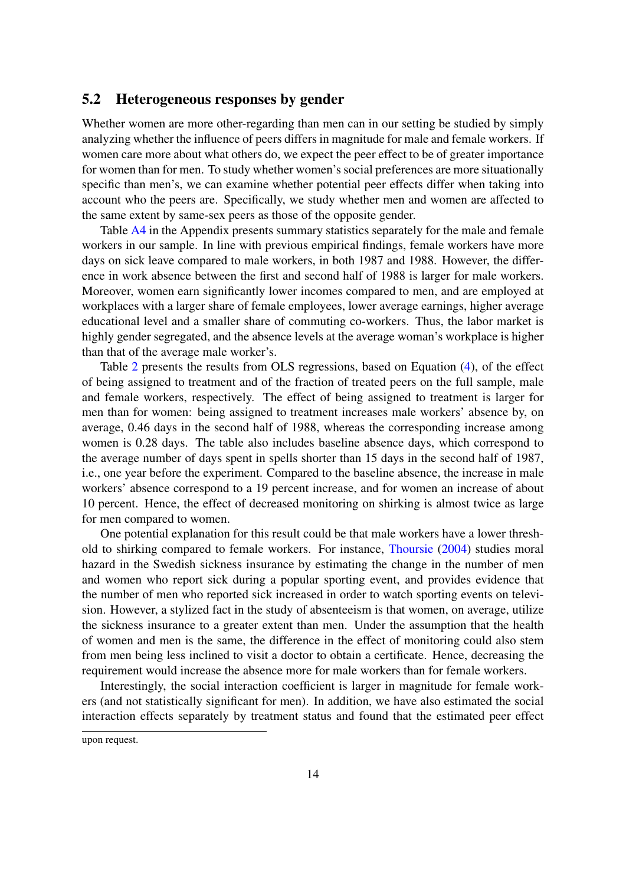## 5.2 Heterogeneous responses by gender

Whether women are more other-regarding than men can in our setting be studied by simply analyzing whether the influence of peers differs in magnitude for male and female workers. If women care more about what others do, we expect the peer effect to be of greater importance for women than for men. To study whether women's social preferences are more situationally specific than men's, we can examine whether potential peer effects differ when taking into account who the peers are. Specifically, we study whether men and women are affected to the same extent by same-sex peers as those of the opposite gender.

Table A4 in the Appendix presents summary statistics separately for the male and female workers in our sample. In line with previous empirical findings, female workers have more days on sick leave compared to male workers, in both 1987 and 1988. However, the difference in work absence between the first and second half of 1988 is larger for male workers. Moreover, women earn significantly lower incomes compared to men, and are employed at workplaces with a larger share of female employees, lower average earnings, higher average educational level and a smaller share of commuting co-workers. Thus, the labor market is highly gender segregated, and the absence levels at the average woman's workplace is higher than that of the average male worker's.

Table 2 presents the results from OLS regressions, based on Equation (4), of the effect of being assigned to treatment and of the fraction of treated peers on the full sample, male and female workers, respectively. The effect of being assigned to treatment is larger for men than for women: being assigned to treatment increases male workers' absence by, on average, 0.46 days in the second half of 1988, whereas the corresponding increase among women is 0.28 days. The table also includes baseline absence days, which correspond to the average number of days spent in spells shorter than 15 days in the second half of 1987, i.e., one year before the experiment. Compared to the baseline absence, the increase in male workers' absence correspond to a 19 percent increase, and for women an increase of about 10 percent. Hence, the effect of decreased monitoring on shirking is almost twice as large for men compared to women.

One potential explanation for this result could be that male workers have a lower threshold to shirking compared to female workers. For instance, Thoursie (2004) studies moral hazard in the Swedish sickness insurance by estimating the change in the number of men and women who report sick during a popular sporting event, and provides evidence that the number of men who reported sick increased in order to watch sporting events on television. However, a stylized fact in the study of absenteeism is that women, on average, utilize the sickness insurance to a greater extent than men. Under the assumption that the health of women and men is the same, the difference in the effect of monitoring could also stem from men being less inclined to visit a doctor to obtain a certificate. Hence, decreasing the requirement would increase the absence more for male workers than for female workers.

Interestingly, the social interaction coefficient is larger in magnitude for female workers (and not statistically significant for men). In addition, we have also estimated the social interaction effects separately by treatment status and found that the estimated peer effect

upon request.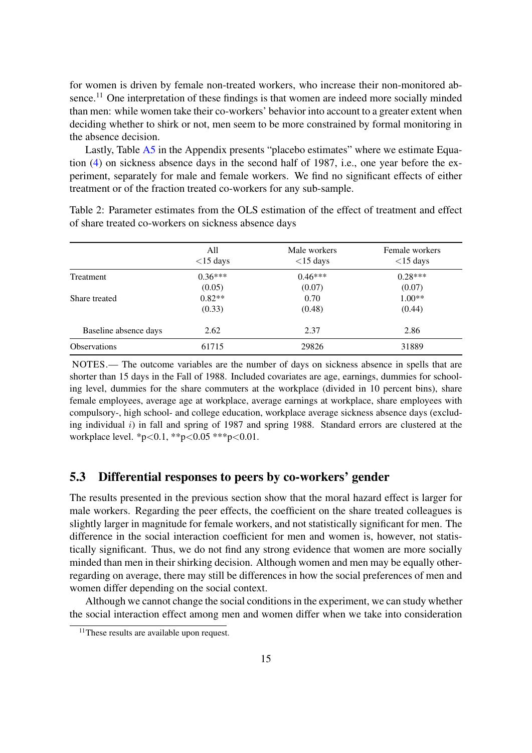for women is driven by female non-treated workers, who increase their non-monitored absence.[11] One interpretation of these findings is that women are indeed more socially minded than men: while women take their co-workers' behavior into account to a greater extent when deciding whether to shirk or not, men seem to be more constrained by formal monitoring in the absence decision.

Lastly, Table A5 in the Appendix presents "placebo estimates" where we estimate Equation (4) on sickness absence days in the second half of 1987, i.e., one year before the experiment, separately for male and female workers. We find no significant effects of either treatment or of the fraction treated co-workers for any sub-sample.

Table 2: Parameter estimates from the OLS estimation of the effect of treatment and effect of share treated co-workers on sickness absence days

| | All <15 days | Male workers <15 days | Female workers <15 days |
|---|---|---|---|
| Treatment | 0.36*** | 0.46*** | 0.28*** |
| | (0.05) | (0.07) | (0.07) |
| Share treated | 0.82** | 0.70 | 1.00** |
| | (0.33) | (0.48) | (0.44) |
| Baseline absence days | 2.62 | 2.37 | 2.86 |
| Observations | 61715 | 29826 | 31889 |

NOTES.— The outcome variables are the number of days on sickness absence in spells that are shorter than 15 days in the Fall of 1988. Included covariates are age, earnings, dummies for schooling level, dummies for the share commuters at the workplace (divided in 10 percent bins), share female employees, average age at workplace, average earnings at workplace, share employees with compulsory-, high school- and college education, workplace average sickness absence days (excluding individual $i$) in fall and spring of 1987 and spring 1988. Standard errors are clustered at the workplace level. *p<0.1, **p<0.05 ***p<0.01.

## 5.3 Differential responses to peers by co-workers' gender

The results presented in the previous section show that the moral hazard effect is larger for male workers. Regarding the peer effects, the coefficient on the share treated colleagues is slightly larger in magnitude for female workers, and not statistically significant for men. The difference in the social interaction coefficient for men and women is, however, not statistically significant. Thus, we do not find any strong evidence that women are more socially minded than men in their shirking decision. Although women and men may be equally other-regarding on average, there may still be differences in how the social preferences of men and women differ depending on the social context.

Although we cannot change the social conditions in the experiment, we can study whether the social interaction effect among men and women differ when we take into consideration

[11] These results are available upon request.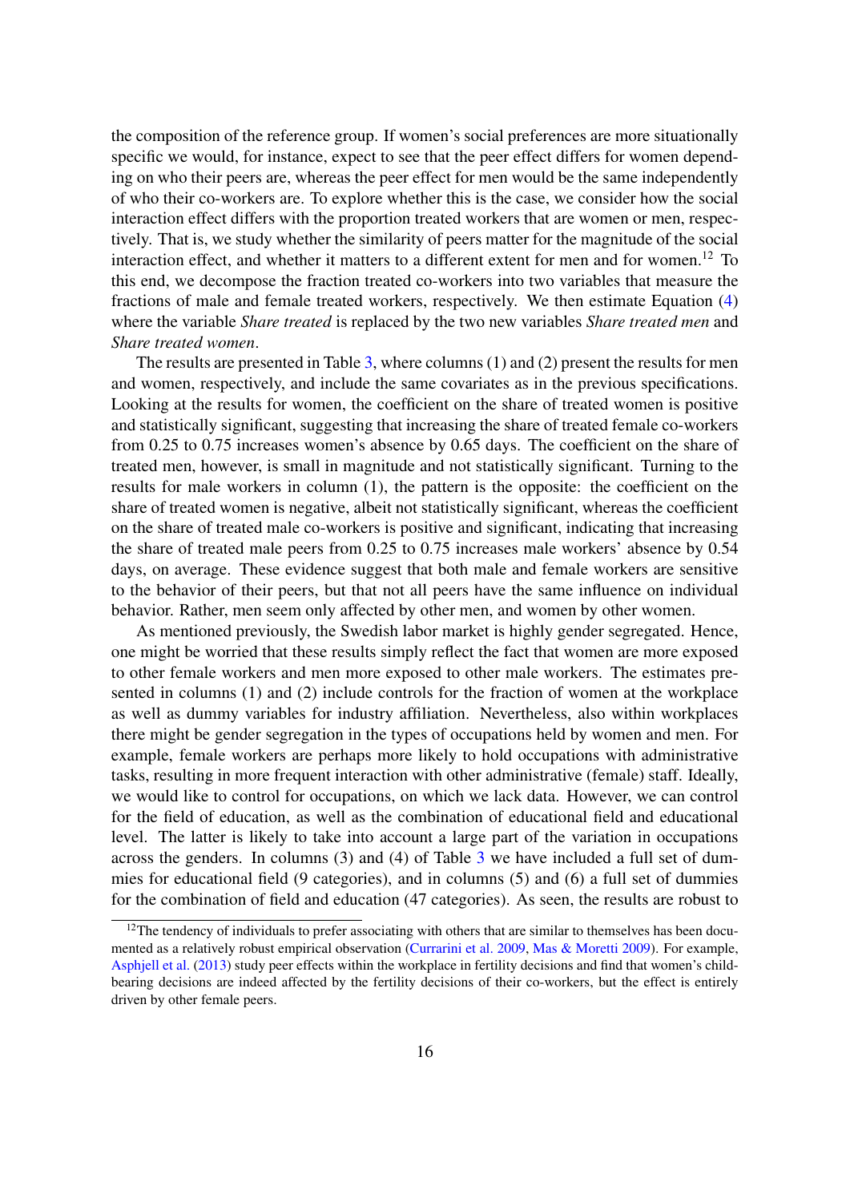the composition of the reference group. If women's social preferences are more situationally specific we would, for instance, expect to see that the peer effect differs for women depending on who their peers are, whereas the peer effect for men would be the same independently of who their co-workers are. To explore whether this is the case, we consider how the social interaction effect differs with the proportion treated workers that are women or men, respectively. That is, we study whether the similarity of peers matter for the magnitude of the social interaction effect, and whether it matters to a different extent for men and for women.[12] To this end, we decompose the fraction treated co-workers into two variables that measure the fractions of male and female treated workers, respectively. We then estimate Equation (4) where the variable *Share treated* is replaced by the two new variables *Share treated men* and *Share treated women*.

The results are presented in Table 3, where columns (1) and (2) present the results for men and women, respectively, and include the same covariates as in the previous specifications. Looking at the results for women, the coefficient on the share of treated women is positive and statistically significant, suggesting that increasing the share of treated female co-workers from 0.25 to 0.75 increases women's absence by 0.65 days. The coefficient on the share of treated men, however, is small in magnitude and not statistically significant. Turning to the results for male workers in column (1), the pattern is the opposite: the coefficient on the share of treated women is negative, albeit not statistically significant, whereas the coefficient on the share of treated male co-workers is positive and significant, indicating that increasing the share of treated male peers from 0.25 to 0.75 increases male workers' absence by 0.54 days, on average. These evidence suggest that both male and female workers are sensitive to the behavior of their peers, but that not all peers have the same influence on individual behavior. Rather, men seem only affected by other men, and women by other women.

As mentioned previously, the Swedish labor market is highly gender segregated. Hence, one might be worried that these results simply reflect the fact that women are more exposed to other female workers and men more exposed to other male workers. The estimates presented in columns (1) and (2) include controls for the fraction of women at the workplace as well as dummy variables for industry affiliation. Nevertheless, also within workplaces there might be gender segregation in the types of occupations held by women and men. For example, female workers are perhaps more likely to hold occupations with administrative tasks, resulting in more frequent interaction with other administrative (female) staff. Ideally, we would like to control for occupations, on which we lack data. However, we can control for the field of education, as well as the combination of educational field and educational level. The latter is likely to take into account a large part of the variation in occupations across the genders. In columns (3) and (4) of Table 3 we have included a full set of dummies for educational field (9 categories), and in columns (5) and (6) a full set of dummies for the combination of field and education (47 categories). As seen, the results are robust to

[12] The tendency of individuals to prefer associating with others that are similar to themselves has been documented as a relatively robust empirical observation (Currarini et al. 2009, Mas & Moretti 2009). For example, Asphjell et al. (2013) study peer effects within the workplace in fertility decisions and find that women's childbearing decisions are indeed affected by the fertility decisions of their co-workers, but the effect is entirely driven by other female peers.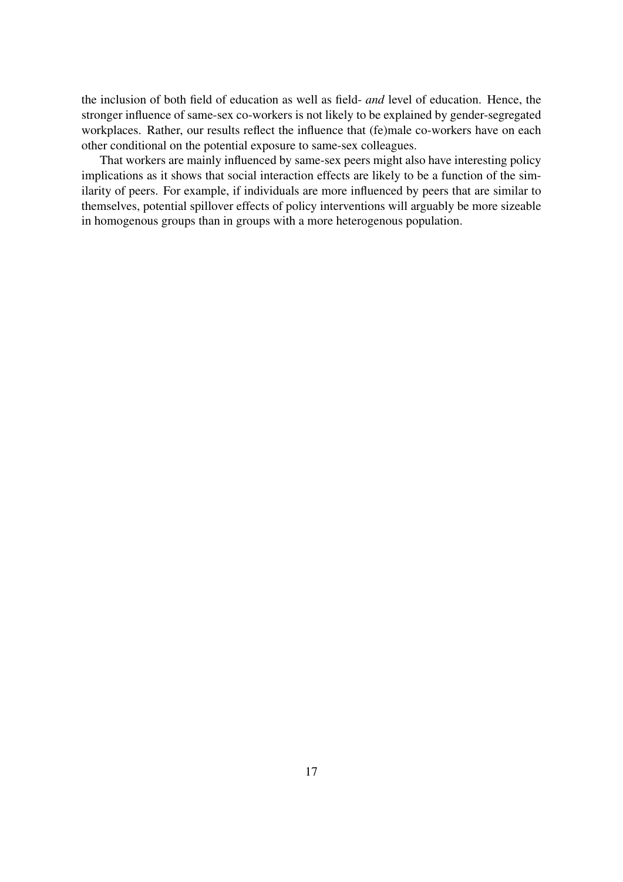the inclusion of both field of education as well as field- *and* level of education. Hence, the stronger influence of same-sex co-workers is not likely to be explained by gender-segregated workplaces. Rather, our results reflect the influence that (fe)male co-workers have on each other conditional on the potential exposure to same-sex colleagues.

That workers are mainly influenced by same-sex peers might also have interesting policy implications as it shows that social interaction effects are likely to be a function of the similarity of peers. For example, if individuals are more influenced by peers that are similar to themselves, potential spillover effects of policy interventions will arguably be more sizeable in homogenous groups than in groups with a more heterogenous population.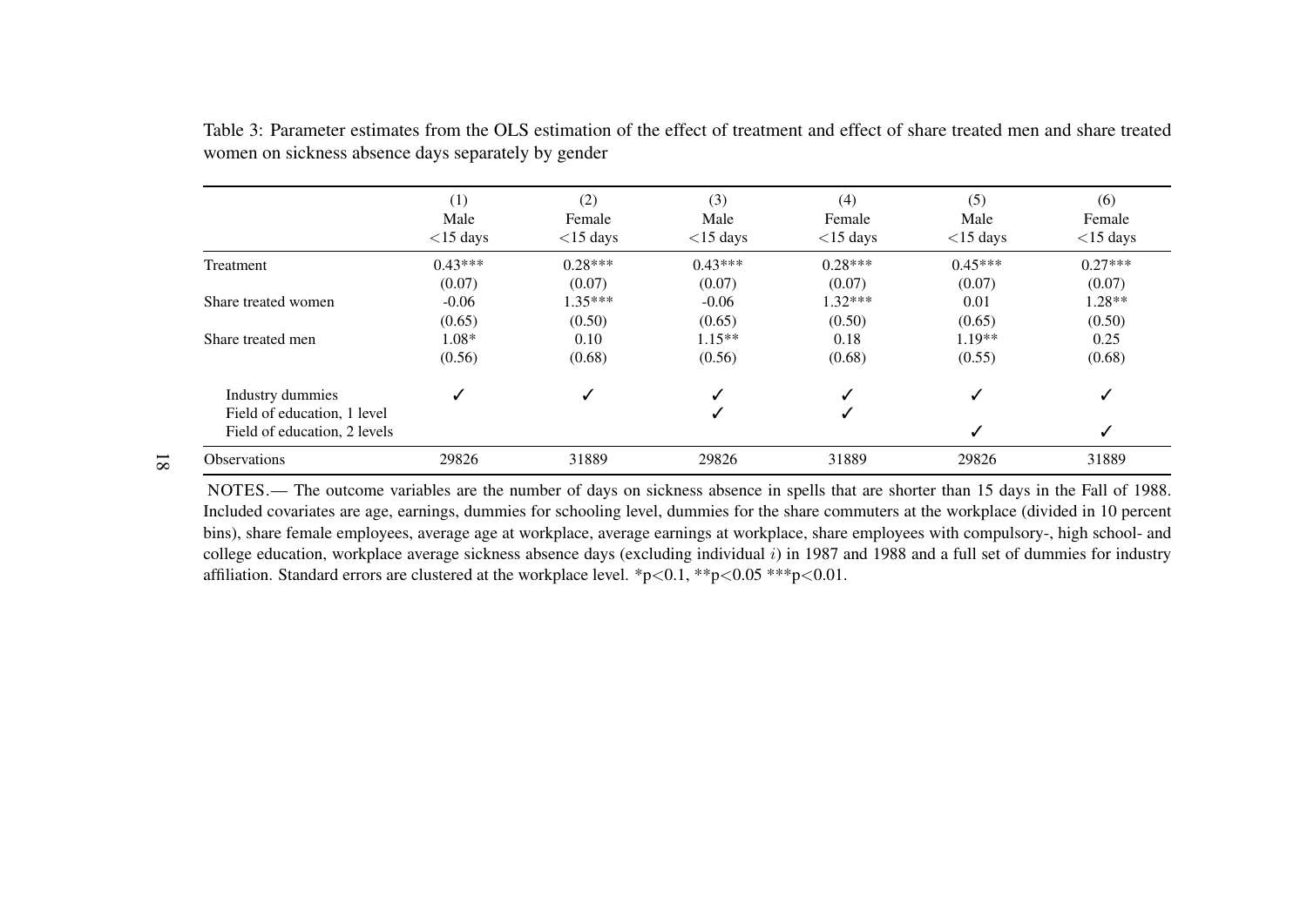Table 3: Parameter estimates from the OLS estimation of the effect of treatment and effect of share treated men and share treated women on sickness absence days separately by gender

| | (1)<br>Male<br>$<$15 days | (2)<br>Female<br>$<$15 days | (3)<br>Male<br>$<$15 days | (4)<br>Female<br>$<$15 days | (5)<br>Male<br>$<$15 days | (6)<br>Female<br>$<$15 days |
|---|---|---|---|---|---|---|
| Treatment | 0.43*** | 0.28*** | 0.43*** | 0.28*** | 0.45*** | 0.27*** |
| | (0.07) | (0.07) | (0.07) | (0.07) | (0.07) | (0.07) |
| Share treated women | -0.06 | 1.35*** | -0.06 | 1.32*** | 0.01 | 1.28** |
| | (0.65) | (0.50) | (0.65) | (0.50) | (0.65) | (0.50) |
| Share treated men | 1.08* | 0.10 | 1.15** | 0.18 | 1.19** | 0.25 |
| | (0.56) | (0.68) | (0.56) | (0.68) | (0.55) | (0.68) |
| Industry dummies | ✓ | ✓ | ✓ | ✓ | ✓ | ✓ |
| Field of education, 1 level | | | ✓ | ✓ | | |
| Field of education, 2 levels | | | | | ✓ | ✓ |
| Observations | 29826 | 31889 | 29826 | 31889 | 29826 | 31889 |

NOTES.— The outcome variables are the number of days on sickness absence in spells that are shorter than 15 days in the Fall of 1988. Included covariates are age, earnings, dummies for schooling level, dummies for the share commuters at the workplace (divided in 10 percent bins), share female employees, average age at workplace, average earnings at workplace, share employees with compulsory-, high school- and college education, workplace average sickness absence days (excluding individual $i$) in 1987 and 1988 and a full set of dummies for industry affiliation. Standard errors are clustered at the workplace level. *p<0.1, **p<0.05 ***p<0.01.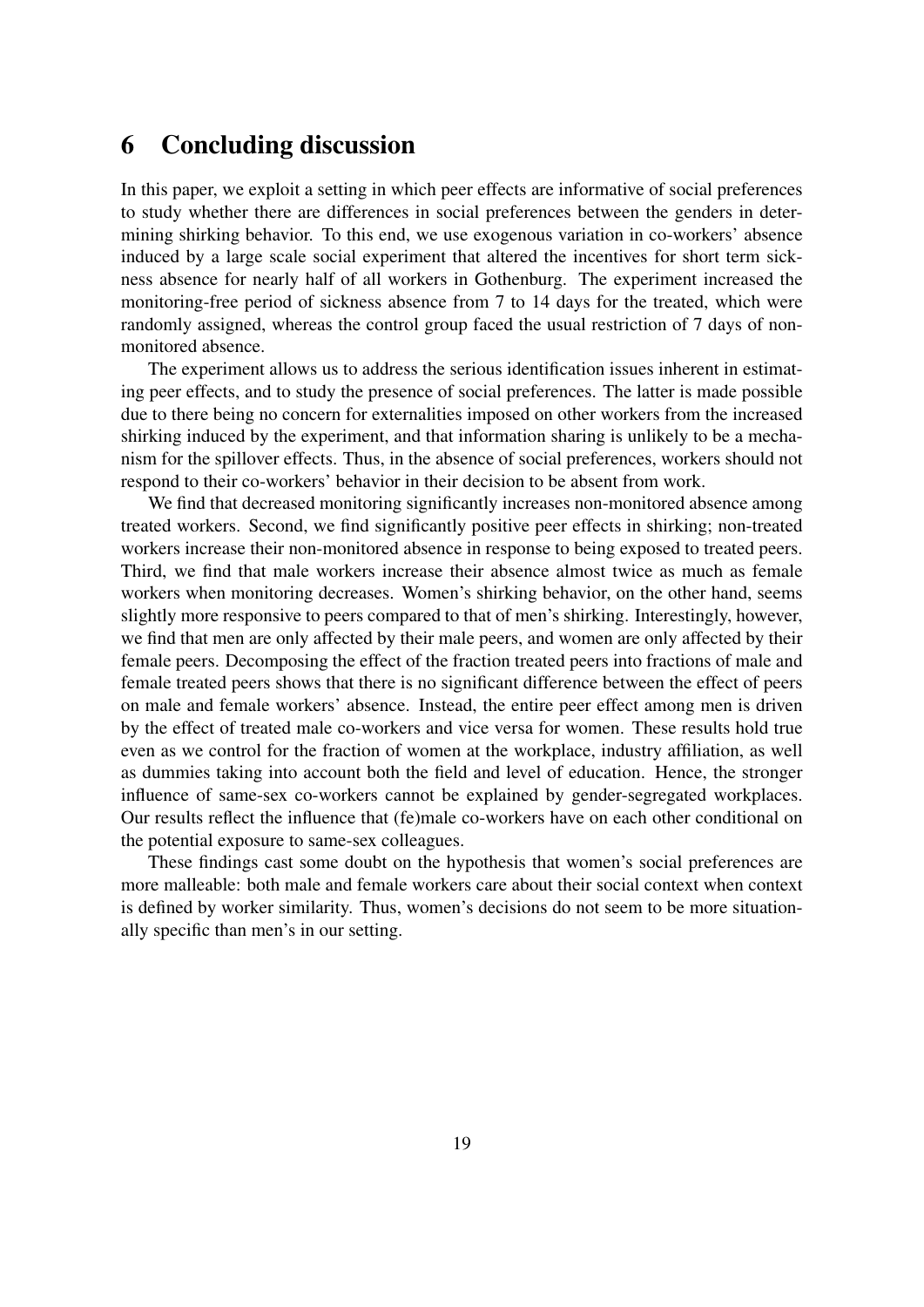## 6 Concluding discussion

In this paper, we exploit a setting in which peer effects are informative of social preferences to study whether there are differences in social preferences between the genders in determining shirking behavior. To this end, we use exogenous variation in co-workers' absence induced by a large scale social experiment that altered the incentives for short term sickness absence for nearly half of all workers in Gothenburg. The experiment increased the monitoring-free period of sickness absence from 7 to 14 days for the treated, which were randomly assigned, whereas the control group faced the usual restriction of 7 days of non-monitored absence.

The experiment allows us to address the serious identification issues inherent in estimating peer effects, and to study the presence of social preferences. The latter is made possible due to there being no concern for externalities imposed on other workers from the increased shirking induced by the experiment, and that information sharing is unlikely to be a mechanism for the spillover effects. Thus, in the absence of social preferences, workers should not respond to their co-workers' behavior in their decision to be absent from work.

We find that decreased monitoring significantly increases non-monitored absence among treated workers. Second, we find significantly positive peer effects in shirking; non-treated workers increase their non-monitored absence in response to being exposed to treated peers. Third, we find that male workers increase their absence almost twice as much as female workers when monitoring decreases. Women's shirking behavior, on the other hand, seems slightly more responsive to peers compared to that of men's shirking. Interestingly, however, we find that men are only affected by their male peers, and women are only affected by their female peers. Decomposing the effect of the fraction treated peers into fractions of male and female treated peers shows that there is no significant difference between the effect of peers on male and female workers' absence. Instead, the entire peer effect among men is driven by the effect of treated male co-workers and vice versa for women. These results hold true even as we control for the fraction of women at the workplace, industry affiliation, as well as dummies taking into account both the field and level of education. Hence, the stronger influence of same-sex co-workers cannot be explained by gender-segregated workplaces. Our results reflect the influence that (fe)male co-workers have on each other conditional on the potential exposure to same-sex colleagues.

These findings cast some doubt on the hypothesis that women's social preferences are more malleable: both male and female workers care about their social context when context is defined by worker similarity. Thus, women's decisions do not seem to be more situationally specific than men's in our setting.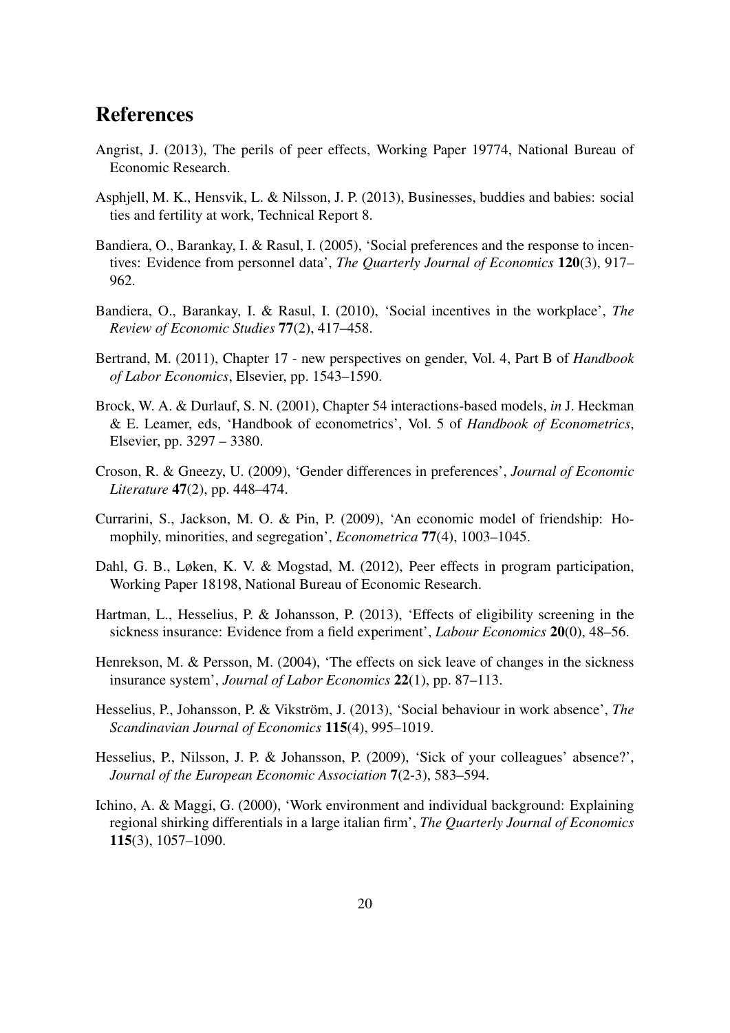# References

Angrist, J. (2013), The perils of peer effects, Working Paper 19774, National Bureau of Economic Research.

Asphjell, M. K., Hensvik, L. & Nilsson, J. P. (2013), Businesses, buddies and babies: social ties and fertility at work, Technical Report 8.

Bandiera, O., Barankay, I. & Rasul, I. (2005), 'Social preferences and the response to incentives: Evidence from personnel data', *The Quarterly Journal of Economics* **120**(3), 917–962.

Bandiera, O., Barankay, I. & Rasul, I. (2010), 'Social incentives in the workplace', *The Review of Economic Studies* **77**(2), 417–458.

Bertrand, M. (2011), Chapter 17 - new perspectives on gender, Vol. 4, Part B of *Handbook of Labor Economics*, Elsevier, pp. 1543–1590.

Brock, W. A. & Durlauf, S. N. (2001), Chapter 54 interactions-based models, *in* J. Heckman & E. Leamer, eds, 'Handbook of econometrics', Vol. 5 of *Handbook of Econometrics*, Elsevier, pp. 3297 – 3380.

Croson, R. & Gneezy, U. (2009), 'Gender differences in preferences', *Journal of Economic Literature* **47**(2), pp. 448–474.

Currarini, S., Jackson, M. O. & Pin, P. (2009), 'An economic model of friendship: Homophily, minorities, and segregation', *Econometrica* **77**(4), 1003–1045.

Dahl, G. B., Løken, K. V. & Mogstad, M. (2012), Peer effects in program participation, Working Paper 18198, National Bureau of Economic Research.

Hartman, L., Hesselius, P. & Johansson, P. (2013), 'Effects of eligibility screening in the sickness insurance: Evidence from a field experiment', *Labour Economics* **20**(0), 48–56.

Henrekson, M. & Persson, M. (2004), 'The effects on sick leave of changes in the sickness insurance system', *Journal of Labor Economics* **22**(1), pp. 87–113.

Hesselius, P., Johansson, P. & Vikström, J. (2013), 'Social behaviour in work absence', *The Scandinavian Journal of Economics* **115**(4), 995–1019.

Hesselius, P., Nilsson, J. P. & Johansson, P. (2009), 'Sick of your colleagues' absence?', *Journal of the European Economic Association* **7**(2-3), 583–594.

Ichino, A. & Maggi, G. (2000), 'Work environment and individual background: Explaining regional shirking differentials in a large italian firm', *The Quarterly Journal of Economics* **115**(3), 1057–1090.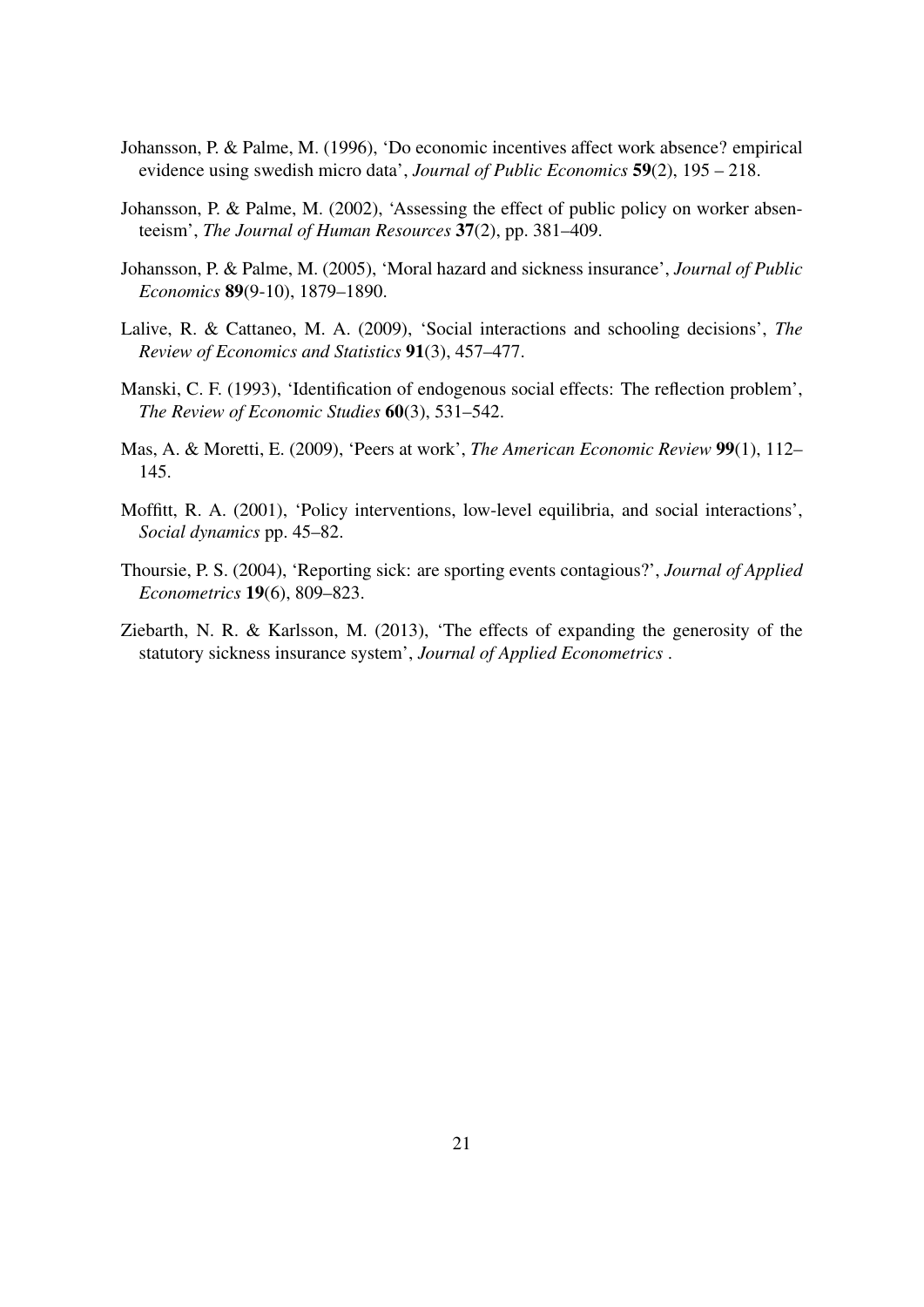Johansson, P. & Palme, M. (1996), 'Do economic incentives affect work absence? empirical evidence using swedish micro data', *Journal of Public Economics* **59**(2), 195 – 218.

Johansson, P. & Palme, M. (2002), 'Assessing the effect of public policy on worker absenteeism', *The Journal of Human Resources* **37**(2), pp. 381–409.

Johansson, P. & Palme, M. (2005), 'Moral hazard and sickness insurance', *Journal of Public Economics* **89**(9-10), 1879–1890.

Lalive, R. & Cattaneo, M. A. (2009), 'Social interactions and schooling decisions', *The Review of Economics and Statistics* **91**(3), 457–477.

Manski, C. F. (1993), 'Identification of endogenous social effects: The reflection problem', *The Review of Economic Studies* **60**(3), 531–542.

Mas, A. & Moretti, E. (2009), 'Peers at work', *The American Economic Review* **99**(1), 112–145.

Moffitt, R. A. (2001), 'Policy interventions, low-level equilibria, and social interactions', *Social dynamics* pp. 45–82.

Thoursie, P. S. (2004), 'Reporting sick: are sporting events contagious?', *Journal of Applied Econometrics* **19**(6), 809–823.

Ziebarth, N. R. & Karlsson, M. (2013), 'The effects of expanding the generosity of the statutory sickness insurance system', *Journal of Applied Econometrics* .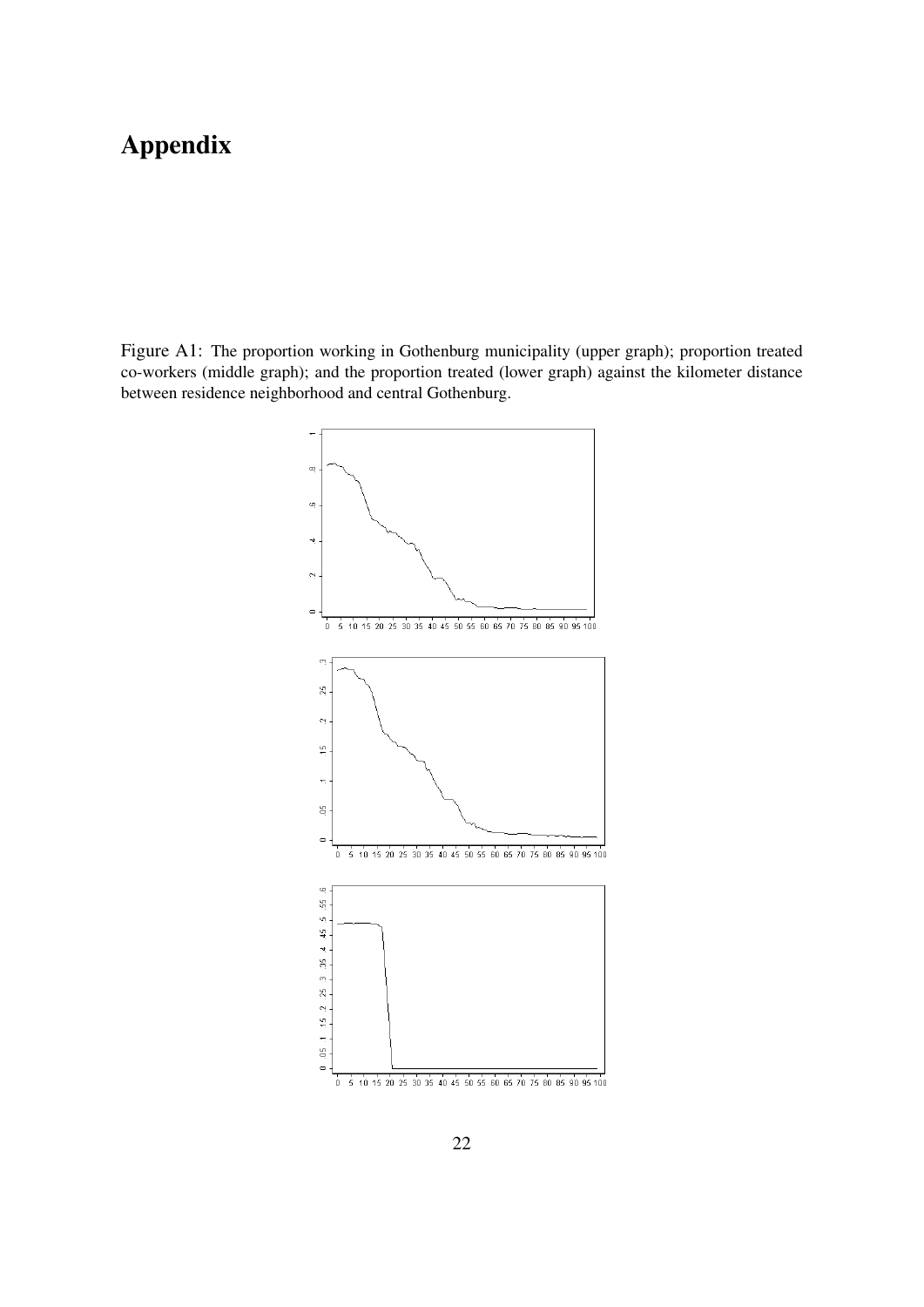# Appendix

Figure A1: The proportion working in Gothenburg municipality (upper graph); proportion treated co-workers (middle graph); and the proportion treated (lower graph) against the kilometer distance between residence neighborhood and central Gothenburg.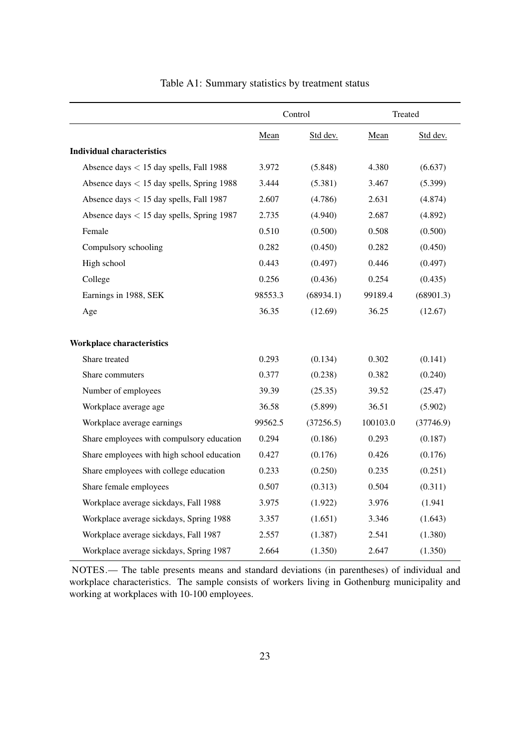Table A1: Summary statistics by treatment status

| | Control | | Treated | |
|---|---|---|---|---|
| | Mean | Std dev. | Mean | Std dev. |
| **Individual characteristics** | | | | |
| Absence days $<$ 15 day spells, Fall 1988 | 3.972 | (5.848) | 4.380 | (6.637) |
| Absence days $<$ 15 day spells, Spring 1988 | 3.444 | (5.381) | 3.467 | (5.399) |
| Absence days $<$ 15 day spells, Fall 1987 | 2.607 | (4.786) | 2.631 | (4.874) |
| Absence days $<$ 15 day spells, Spring 1987 | 2.735 | (4.940) | 2.687 | (4.892) |
| Female | 0.510 | (0.500) | 0.508 | (0.500) |
| Compulsory schooling | 0.282 | (0.450) | 0.282 | (0.450) |
| High school | 0.443 | (0.497) | 0.446 | (0.497) |
| College | 0.256 | (0.436) | 0.254 | (0.435) |
| Earnings in 1988, SEK | 98553.3 | (68934.1) | 99189.4 | (68901.3) |
| Age | 36.35 | (12.69) | 36.25 | (12.67) |
| **Workplace characteristics** | | | | |
| Share treated | 0.293 | (0.134) | 0.302 | (0.141) |
| Share commuters | 0.377 | (0.238) | 0.382 | (0.240) |
| Number of employees | 39.39 | (25.35) | 39.52 | (25.47) |
| Workplace average age | 36.58 | (5.899) | 36.51 | (5.902) |
| Workplace average earnings | 99562.5 | (37256.5) | 100103.0 | (37746.9) |
| Share employees with compulsory education | 0.294 | (0.186) | 0.293 | (0.187) |
| Share employees with high school education | 0.427 | (0.176) | 0.426 | (0.176) |
| Share employees with college education | 0.233 | (0.250) | 0.235 | (0.251) |
| Share female employees | 0.507 | (0.313) | 0.504 | (0.311) |
| Workplace average sickdays, Fall 1988 | 3.975 | (1.922) | 3.976 | (1.941 |
| Workplace average sickdays, Spring 1988 | 3.357 | (1.651) | 3.346 | (1.643) |
| Workplace average sickdays, Fall 1987 | 2.557 | (1.387) | 2.541 | (1.380) |
| Workplace average sickdays, Spring 1987 | 2.664 | (1.350) | 2.647 | (1.350) |

NOTES.— The table presents means and standard deviations (in parentheses) of individual and workplace characteristics. The sample consists of workers living in Gothenburg municipality and working at workplaces with 10-100 employees.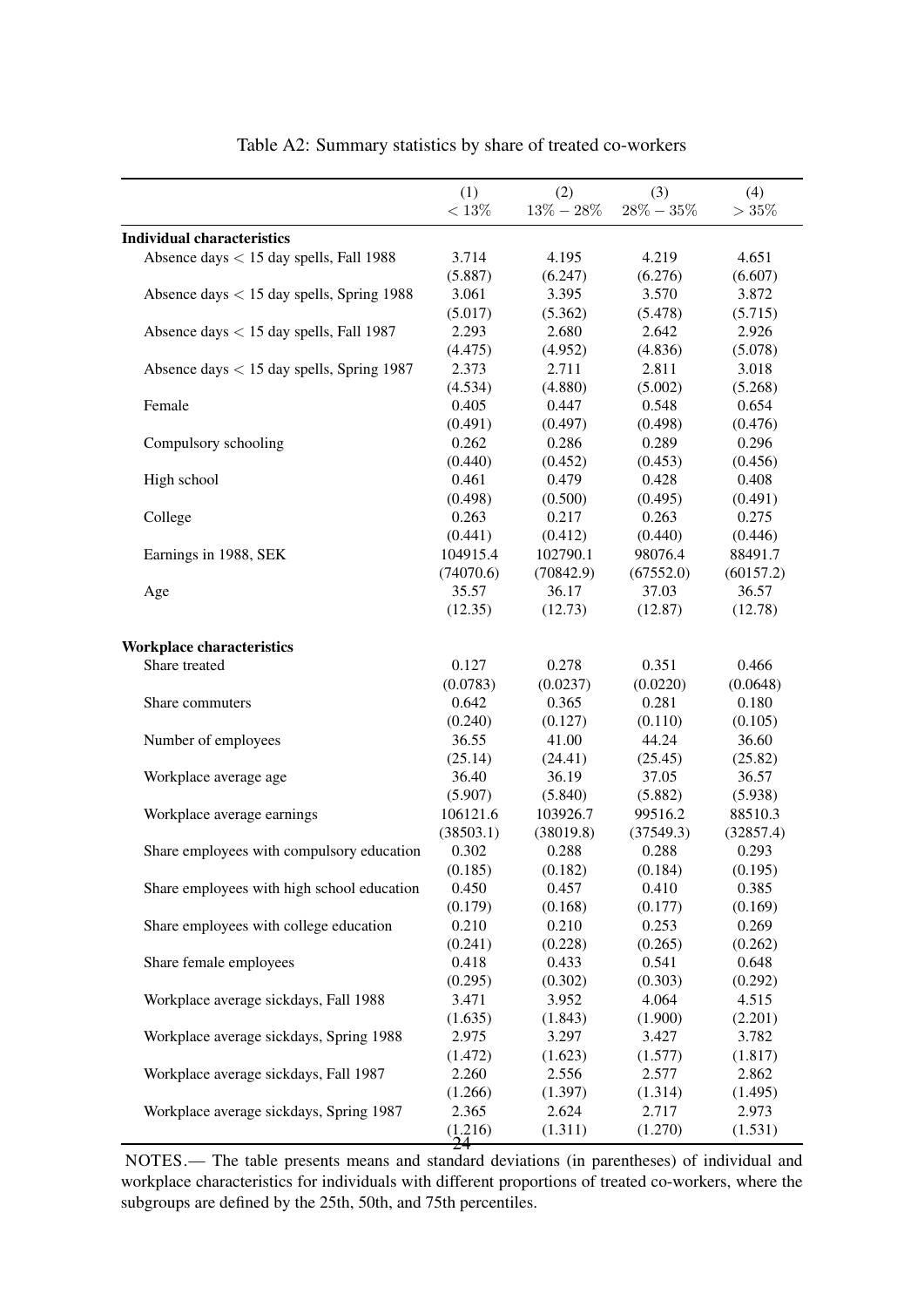Table A2: Summary statistics by share of treated co-workers

| | (1) $< 13\%$ | (2) $13\% - 28\%$ | (3) $28\% - 35\%$ | (4) $> 35\%$ |
|---|---|---|---|---|
| **Individual characteristics** | | | | |
| Absence days $<$ 15 day spells, Fall 1988 | 3.714 | 4.195 | 4.219 | 4.651 |
| | (5.887) | (6.247) | (6.276) | (6.607) |
| Absence days $<$ 15 day spells, Spring 1988 | 3.061 | 3.395 | 3.570 | 3.872 |
| | (5.017) | (5.362) | (5.478) | (5.715) |
| Absence days $<$ 15 day spells, Fall 1987 | 2.293 | 2.680 | 2.642 | 2.926 |
| | (4.475) | (4.952) | (4.836) | (5.078) |
| Absence days $<$ 15 day spells, Spring 1987 | 2.373 | 2.711 | 2.811 | 3.018 |
| | (4.534) | (4.880) | (5.002) | (5.268) |
| Female | 0.405 | 0.447 | 0.548 | 0.654 |
| | (0.491) | (0.497) | (0.498) | (0.476) |
| Compulsory schooling | 0.262 | 0.286 | 0.289 | 0.296 |
| | (0.440) | (0.452) | (0.453) | (0.456) |
| High school | 0.461 | 0.479 | 0.428 | 0.408 |
| | (0.498) | (0.500) | (0.495) | (0.491) |
| College | 0.263 | 0.217 | 0.263 | 0.275 |
| | (0.441) | (0.412) | (0.440) | (0.446) |
| Earnings in 1988, SEK | 104915.4 | 102790.1 | 98076.4 | 88491.7 |
| | (74070.6) | (70842.9) | (67552.0) | (60157.2) |
| Age | 35.57 | 36.17 | 37.03 | 36.57 |
| | (12.35) | (12.73) | (12.87) | (12.78) |
| **Workplace characteristics** | | | | |
| Share treated | 0.127 | 0.278 | 0.351 | 0.466 |
| | (0.0783) | (0.0237) | (0.0220) | (0.0648) |
| Share commuters | 0.642 | 0.365 | 0.281 | 0.180 |
| | (0.240) | (0.127) | (0.110) | (0.105) |
| Number of employees | 36.55 | 41.00 | 44.24 | 36.60 |
| | (25.14) | (24.41) | (25.45) | (25.82) |
| Workplace average age | 36.40 | 36.19 | 37.05 | 36.57 |
| | (5.907) | (5.840) | (5.882) | (5.938) |
| Workplace average earnings | 106121.6 | 103926.7 | 99516.2 | 88510.3 |
| | (38503.1) | (38019.8) | (37549.3) | (32857.4) |
| Share employees with compulsory education | 0.302 | 0.288 | 0.288 | 0.293 |
| | (0.185) | (0.182) | (0.184) | (0.195) |
| Share employees with high school education | 0.450 | 0.457 | 0.410 | 0.385 |
| | (0.179) | (0.168) | (0.177) | (0.169) |
| Share employees with college education | 0.210 | 0.210 | 0.253 | 0.269 |
| | (0.241) | (0.228) | (0.265) | (0.262) |
| Share female employees | 0.418 | 0.433 | 0.541 | 0.648 |
| | (0.295) | (0.302) | (0.303) | (0.292) |
| Workplace average sickdays, Fall 1988 | 3.471 | 3.952 | 4.064 | 4.515 |
| | (1.635) | (1.843) | (1.900) | (2.201) |
| Workplace average sickdays, Spring 1988 | 2.975 | 3.297 | 3.427 | 3.782 |
| | (1.472) | (1.623) | (1.577) | (1.817) |
| Workplace average sickdays, Fall 1987 | 2.260 | 2.556 | 2.577 | 2.862 |
| | (1.266) | (1.397) | (1.314) | (1.495) |
| Workplace average sickdays, Spring 1987 | 2.365 | 2.624 | 2.717 | 2.973 |
| | (1.216) | (1.311) | (1.270) | (1.531) |

NOTES.— The table presents means and standard deviations (in parentheses) of individual and workplace characteristics for individuals with different proportions of treated co-workers, where the subgroups are defined by the 25th, 50th, and 75th percentiles.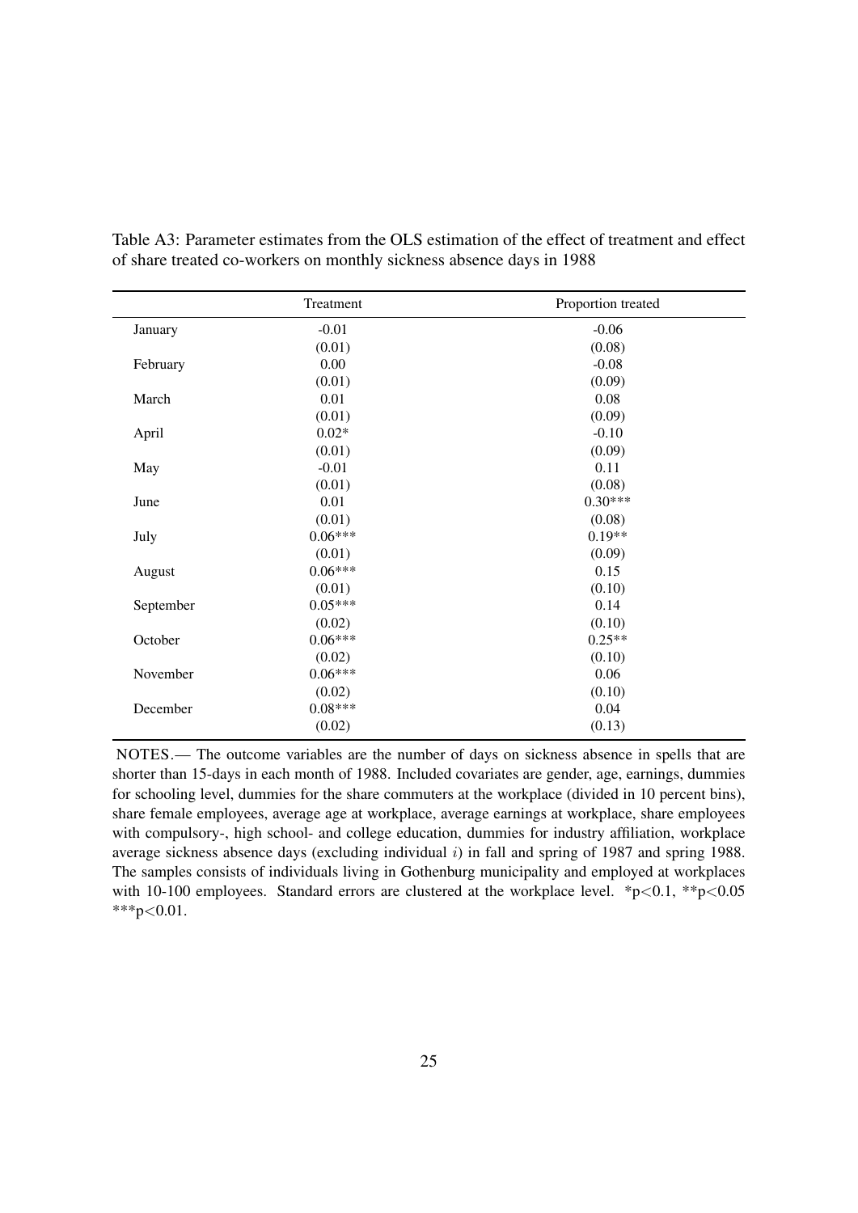Table A3: Parameter estimates from the OLS estimation of the effect of treatment and effect of share treated co-workers on monthly sickness absence days in 1988

| | Treatment | Proportion treated |
|---|---|---|
| January | -0.01 | -0.06 |
| | (0.01) | (0.08) |
| February | 0.00 | -0.08 |
| | (0.01) | (0.09) |
| March | 0.01 | 0.08 |
| | (0.01) | (0.09) |
| April | 0.02* | -0.10 |
| | (0.01) | (0.09) |
| May | -0.01 | 0.11 |
| | (0.01) | (0.08) |
| June | 0.01 | 0.30*** |
| | (0.01) | (0.08) |
| July | 0.06*** | 0.19** |
| | (0.01) | (0.09) |
| August | 0.06*** | 0.15 |
| | (0.01) | (0.10) |
| September | 0.05*** | 0.14 |
| | (0.02) | (0.10) |
| October | 0.06*** | 0.25** |
| | (0.02) | (0.10) |
| November | 0.06*** | 0.06 |
| | (0.02) | (0.10) |
| December | 0.08*** | 0.04 |
| | (0.02) | (0.13) |

NOTES.— The outcome variables are the number of days on sickness absence in spells that are shorter than 15-days in each month of 1988. Included covariates are gender, age, earnings, dummies for schooling level, dummies for the share commuters at the workplace (divided in 10 percent bins), share female employees, average age at workplace, average earnings at workplace, share employees with compulsory-, high school- and college education, dummies for industry affiliation, workplace average sickness absence days (excluding individual $i$) in fall and spring of 1987 and spring 1988. The samples consists of individuals living in Gothenburg municipality and employed at workplaces with 10-100 employees. Standard errors are clustered at the workplace level. *p<0.1, **p<0.05 ***p<0.01.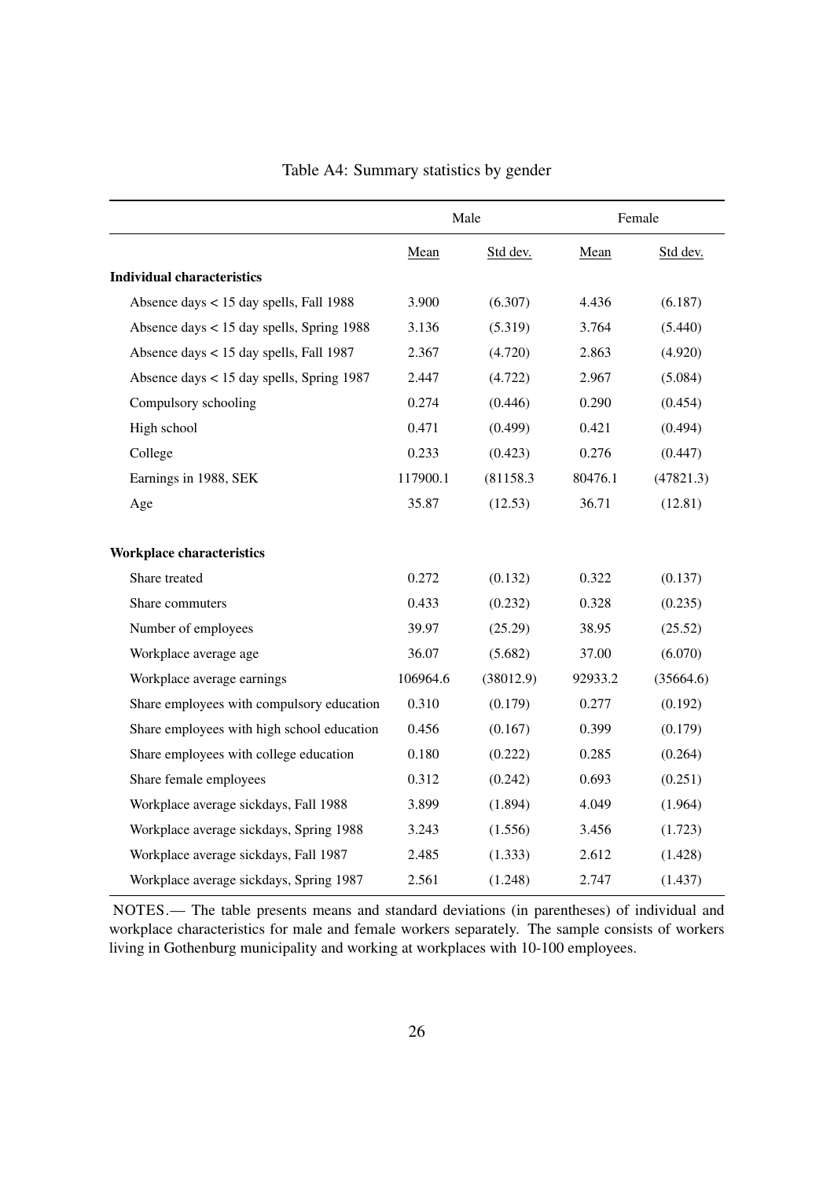Table A4: Summary statistics by gender

| | Male | | Female | |
|---|---|---|---|---|
| | Mean | Std dev. | Mean | Std dev. |
| **Individual characteristics** | | | | |
| Absence days < 15 day spells, Fall 1988 | 3.900 | (6.307) | 4.436 | (6.187) |
| Absence days < 15 day spells, Spring 1988 | 3.136 | (5.319) | 3.764 | (5.440) |
| Absence days < 15 day spells, Fall 1987 | 2.367 | (4.720) | 2.863 | (4.920) |
| Absence days < 15 day spells, Spring 1987 | 2.447 | (4.722) | 2.967 | (5.084) |
| Compulsory schooling | 0.274 | (0.446) | 0.290 | (0.454) |
| High school | 0.471 | (0.499) | 0.421 | (0.494) |
| College | 0.233 | (0.423) | 0.276 | (0.447) |
| Earnings in 1988, SEK | 117900.1 | (81158.3 | 80476.1 | (47821.3) |
| Age | 35.87 | (12.53) | 36.71 | (12.81) |
| **Workplace characteristics** | | | | |
| Share treated | 0.272 | (0.132) | 0.322 | (0.137) |
| Share commuters | 0.433 | (0.232) | 0.328 | (0.235) |
| Number of employees | 39.97 | (25.29) | 38.95 | (25.52) |
| Workplace average age | 36.07 | (5.682) | 37.00 | (6.070) |
| Workplace average earnings | 106964.6 | (38012.9) | 92933.2 | (35664.6) |
| Share employees with compulsory education | 0.310 | (0.179) | 0.277 | (0.192) |
| Share employees with high school education | 0.456 | (0.167) | 0.399 | (0.179) |
| Share employees with college education | 0.180 | (0.222) | 0.285 | (0.264) |
| Share female employees | 0.312 | (0.242) | 0.693 | (0.251) |
| Workplace average sickdays, Fall 1988 | 3.899 | (1.894) | 4.049 | (1.964) |
| Workplace average sickdays, Spring 1988 | 3.243 | (1.556) | 3.456 | (1.723) |
| Workplace average sickdays, Fall 1987 | 2.485 | (1.333) | 2.612 | (1.428) |
| Workplace average sickdays, Spring 1987 | 2.561 | (1.248) | 2.747 | (1.437) |

NOTES.— The table presents means and standard deviations (in parentheses) of individual and workplace characteristics for male and female workers separately. The sample consists of workers living in Gothenburg municipality and working at workplaces with 10-100 employees.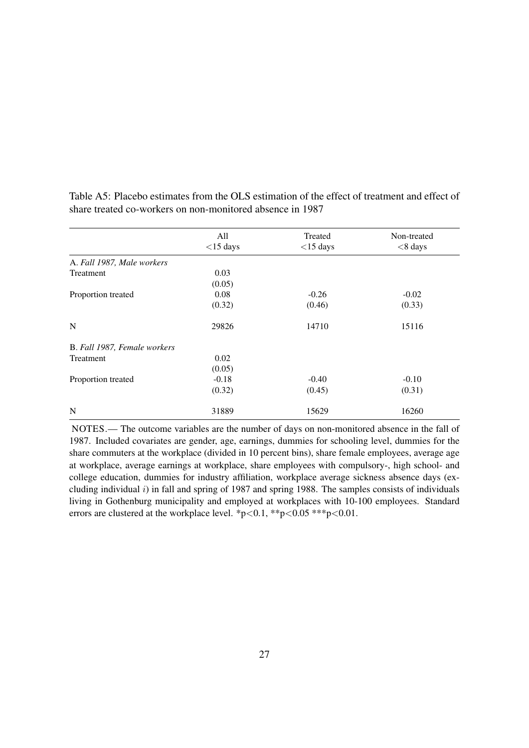Table A5: Placebo estimates from the OLS estimation of the effect of treatment and effect of share treated co-workers on non-monitored absence in 1987

| | All<br>$<$15 days | Treated<br>$<$15 days | Non-treated<br>$<$8 days |
|---|---|---|---|
| A. *Fall 1987, Male workers* | | | |
| Treatment | 0.03 | | |
| | (0.05) | | |
| Proportion treated | 0.08 | -0.26 | -0.02 |
| | (0.32) | (0.46) | (0.33) |
| N | 29826 | 14710 | 15116 |
| B. *Fall 1987, Female workers* | | | |
| Treatment | 0.02 | | |
| | (0.05) | | |
| Proportion treated | -0.18 | -0.40 | -0.10 |
| | (0.32) | (0.45) | (0.31) |
| N | 31889 | 15629 | 16260 |

NOTES.— The outcome variables are the number of days on non-monitored absence in the fall of 1987. Included covariates are gender, age, earnings, dummies for schooling level, dummies for the share commuters at the workplace (divided in 10 percent bins), share female employees, average age at workplace, average earnings at workplace, share employees with compulsory-, high school- and college education, dummies for industry affiliation, workplace average sickness absence days (excluding individual $i$) in fall and spring of 1987 and spring 1988. The samples consists of individuals living in Gothenburg municipality and employed at workplaces with 10-100 employees. Standard errors are clustered at the workplace level. *$p<0.1$, **$p<0.05$ ***$p<0.01$.